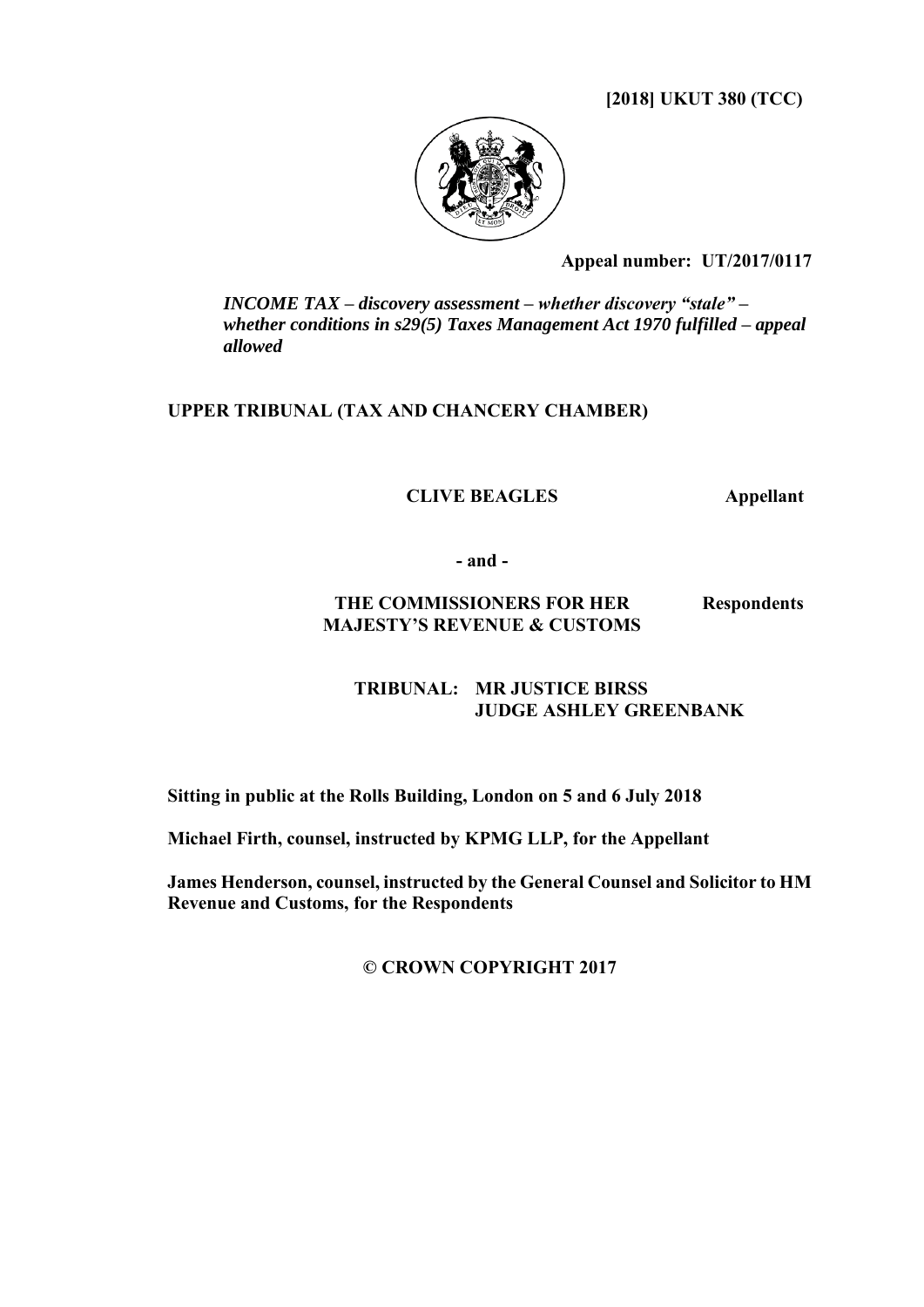**[2018] UKUT 380 (TCC)**

**Appeal number: UT/2017/0117**

***INCOME TAX – discovery assessment – whether discovery "stale" – whether conditions in s29(5) Taxes Management Act 1970 fulfilled – appeal allowed***

**UPPER TRIBUNAL (TAX AND CHANCERY CHAMBER)**

**CLIVE BEAGLES** **Appellant**

**- and -**

**THE COMMISSIONERS FOR HER MAJESTY'S REVENUE & CUSTOMS** **Respondents**

**TRIBUNAL: MR JUSTICE BIRSS**
**JUDGE ASHLEY GREENBANK**

**Sitting in public at the Rolls Building, London on 5 and 6 July 2018**

**Michael Firth, counsel, instructed by KPMG LLP, for the Appellant**

**James Henderson, counsel, instructed by the General Counsel and Solicitor to HM Revenue and Customs, for the Respondents**

**© CROWN COPYRIGHT 2017**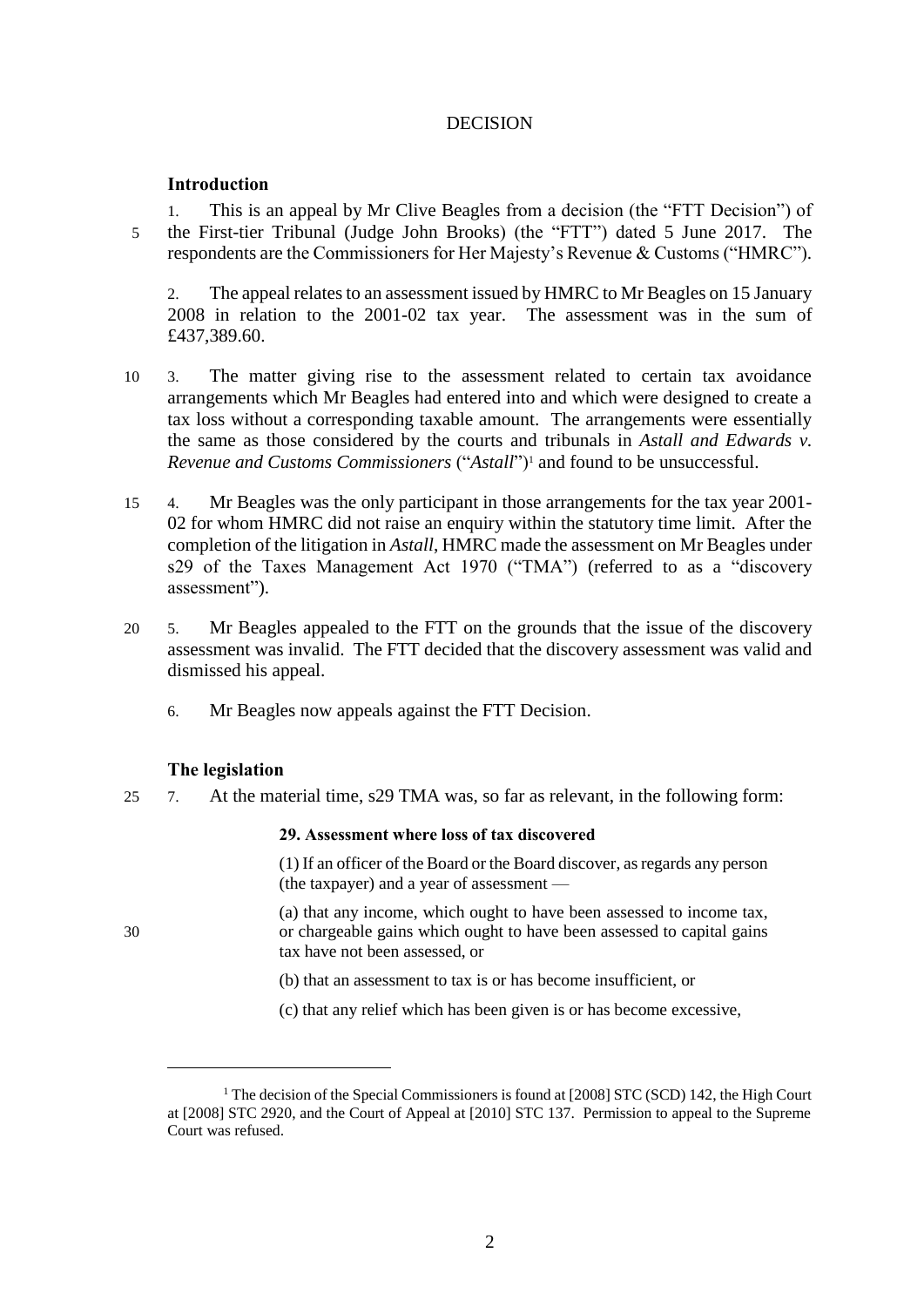DECISION

## Introduction

1. This is an appeal by Mr Clive Beagles from a decision (the "FTT Decision") of the First-tier Tribunal (Judge John Brooks) (the "FTT") dated 5 June 2017. The respondents are the Commissioners for Her Majesty's Revenue & Customs ("HMRC").

2. The appeal relates to an assessment issued by HMRC to Mr Beagles on 15 January 2008 in relation to the 2001-02 tax year. The assessment was in the sum of £437,389.60.

3. The matter giving rise to the assessment related to certain tax avoidance arrangements which Mr Beagles had entered into and which were designed to create a tax loss without a corresponding taxable amount. The arrangements were essentially the same as those considered by the courts and tribunals in *Astall and Edwards v. Revenue and Customs Commissioners* ("*Astall*")[1] and found to be unsuccessful.

4. Mr Beagles was the only participant in those arrangements for the tax year 2001-02 for whom HMRC did not raise an enquiry within the statutory time limit. After the completion of the litigation in *Astall*, HMRC made the assessment on Mr Beagles under s29 of the Taxes Management Act 1970 ("TMA") (referred to as a "discovery assessment").

5. Mr Beagles appealed to the FTT on the grounds that the issue of the discovery assessment was invalid. The FTT decided that the discovery assessment was valid and dismissed his appeal.

6. Mr Beagles now appeals against the FTT Decision.

## The legislation

7. At the material time, s29 TMA was, so far as relevant, in the following form:

> **29. Assessment where loss of tax discovered**
>
> (1) If an officer of the Board or the Board discover, as regards any person (the taxpayer) and a year of assessment —
>
> (a) that any income, which ought to have been assessed to income tax, or chargeable gains which ought to have been assessed to capital gains tax have not been assessed, or
>
> (b) that an assessment to tax is or has become insufficient, or
>
> (c) that any relief which has been given is or has become excessive,

---

[1] The decision of the Special Commissioners is found at [2008] STC (SCD) 142, the High Court at [2008] STC 2920, and the Court of Appeal at [2010] STC 137. Permission to appeal to the Supreme Court was refused.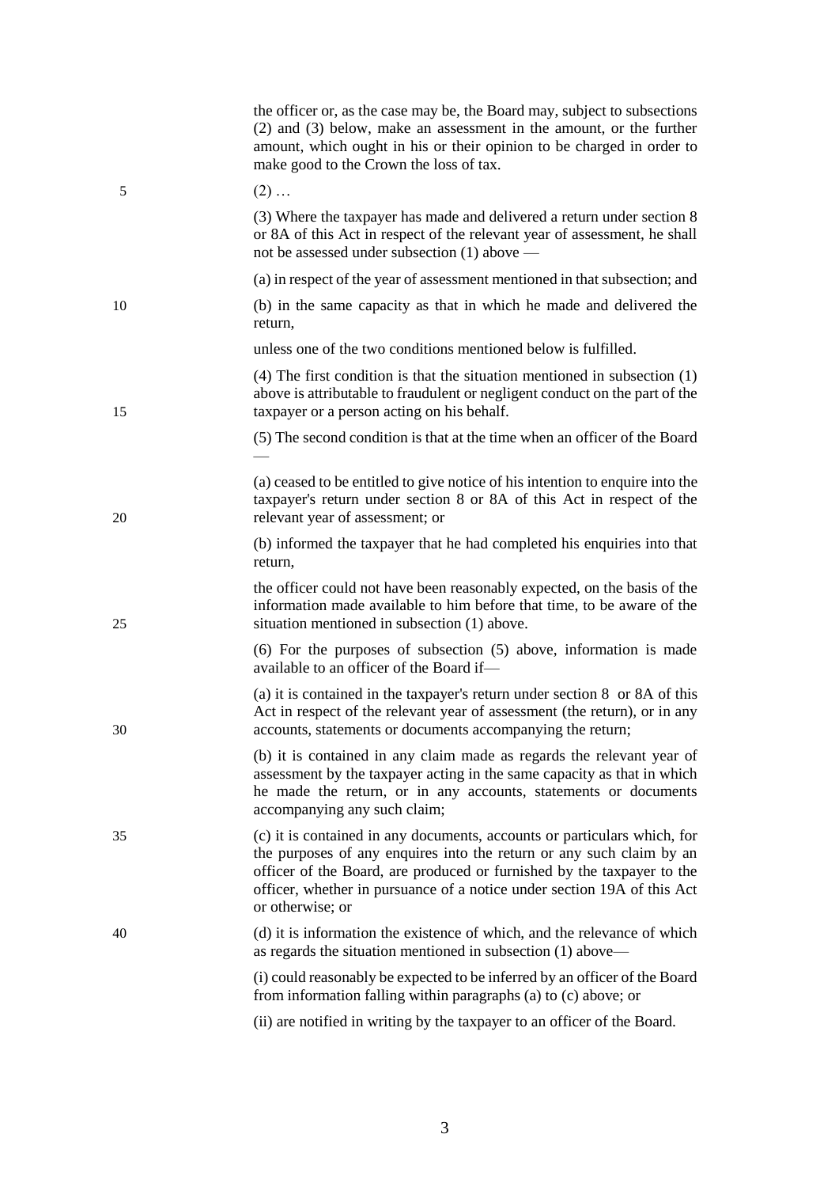the officer or, as the case may be, the Board may, subject to subsections (2) and (3) below, make an assessment in the amount, or the further amount, which ought in his or their opinion to be charged in order to make good to the Crown the loss of tax.

(2) …

(3) Where the taxpayer has made and delivered a return under section 8 or 8A of this Act in respect of the relevant year of assessment, he shall not be assessed under subsection (1) above —

(a) in respect of the year of assessment mentioned in that subsection; and

(b) in the same capacity as that in which he made and delivered the return,

unless one of the two conditions mentioned below is fulfilled.

(4) The first condition is that the situation mentioned in subsection (1) above is attributable to fraudulent or negligent conduct on the part of the taxpayer or a person acting on his behalf.

(5) The second condition is that at the time when an officer of the Board —

(a) ceased to be entitled to give notice of his intention to enquire into the taxpayer's return under section 8 or 8A of this Act in respect of the relevant year of assessment; or

(b) informed the taxpayer that he had completed his enquiries into that return,

the officer could not have been reasonably expected, on the basis of the information made available to him before that time, to be aware of the situation mentioned in subsection (1) above.

(6) For the purposes of subsection (5) above, information is made available to an officer of the Board if—

(a) it is contained in the taxpayer's return under section 8 or 8A of this Act in respect of the relevant year of assessment (the return), or in any accounts, statements or documents accompanying the return;

(b) it is contained in any claim made as regards the relevant year of assessment by the taxpayer acting in the same capacity as that in which he made the return, or in any accounts, statements or documents accompanying any such claim;

(c) it is contained in any documents, accounts or particulars which, for the purposes of any enquires into the return or any such claim by an officer of the Board, are produced or furnished by the taxpayer to the officer, whether in pursuance of a notice under section 19A of this Act or otherwise; or

(d) it is information the existence of which, and the relevance of which as regards the situation mentioned in subsection (1) above—

(i) could reasonably be expected to be inferred by an officer of the Board from information falling within paragraphs (a) to (c) above; or

(ii) are notified in writing by the taxpayer to an officer of the Board.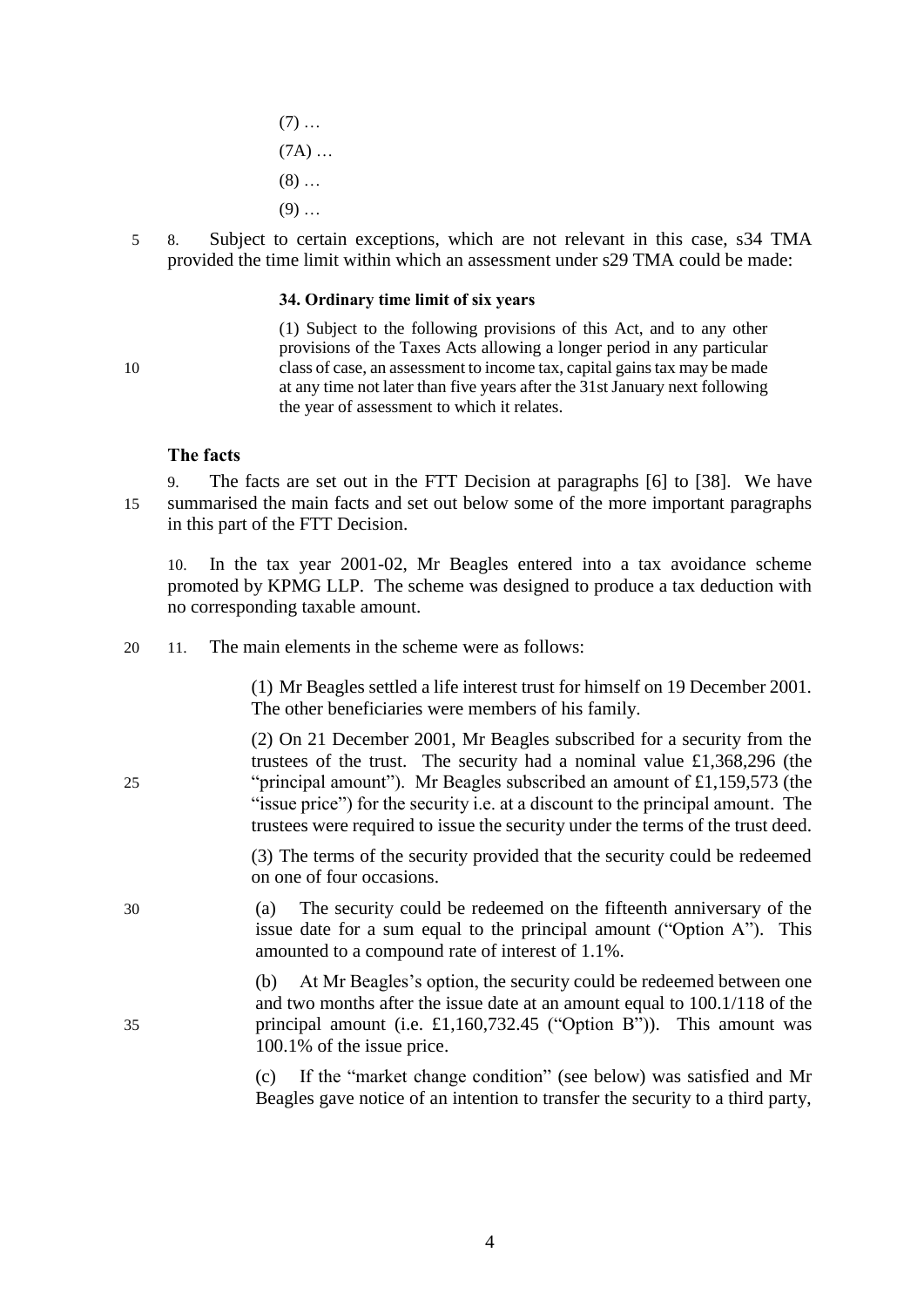(7) …

(7A) …

(8) …

(9) …

8. Subject to certain exceptions, which are not relevant in this case, s34 TMA provided the time limit within which an assessment under s29 TMA could be made:

> **34. Ordinary time limit of six years**
>
> (1) Subject to the following provisions of this Act, and to any other provisions of the Taxes Acts allowing a longer period in any particular class of case, an assessment to income tax, capital gains tax may be made at any time not later than five years after the 31st January next following the year of assessment to which it relates.

### The facts

9. The facts are set out in the FTT Decision at paragraphs [6] to [38]. We have summarised the main facts and set out below some of the more important paragraphs in this part of the FTT Decision.

10. In the tax year 2001-02, Mr Beagles entered into a tax avoidance scheme promoted by KPMG LLP. The scheme was designed to produce a tax deduction with no corresponding taxable amount.

11. The main elements in the scheme were as follows:

> (1) Mr Beagles settled a life interest trust for himself on 19 December 2001. The other beneficiaries were members of his family.
>
> (2) On 21 December 2001, Mr Beagles subscribed for a security from the trustees of the trust. The security had a nominal value £1,368,296 (the "principal amount"). Mr Beagles subscribed an amount of £1,159,573 (the "issue price") for the security i.e. at a discount to the principal amount. The trustees were required to issue the security under the terms of the trust deed.
>
> (3) The terms of the security provided that the security could be redeemed on one of four occasions.
>
> (a) The security could be redeemed on the fifteenth anniversary of the issue date for a sum equal to the principal amount ("Option A"). This amounted to a compound rate of interest of 1.1%.
>
> (b) At Mr Beagles's option, the security could be redeemed between one and two months after the issue date at an amount equal to 100.1/118 of the principal amount (i.e. £1,160,732.45 ("Option B")). This amount was 100.1% of the issue price.
>
> (c) If the "market change condition" (see below) was satisfied and Mr Beagles gave notice of an intention to transfer the security to a third party,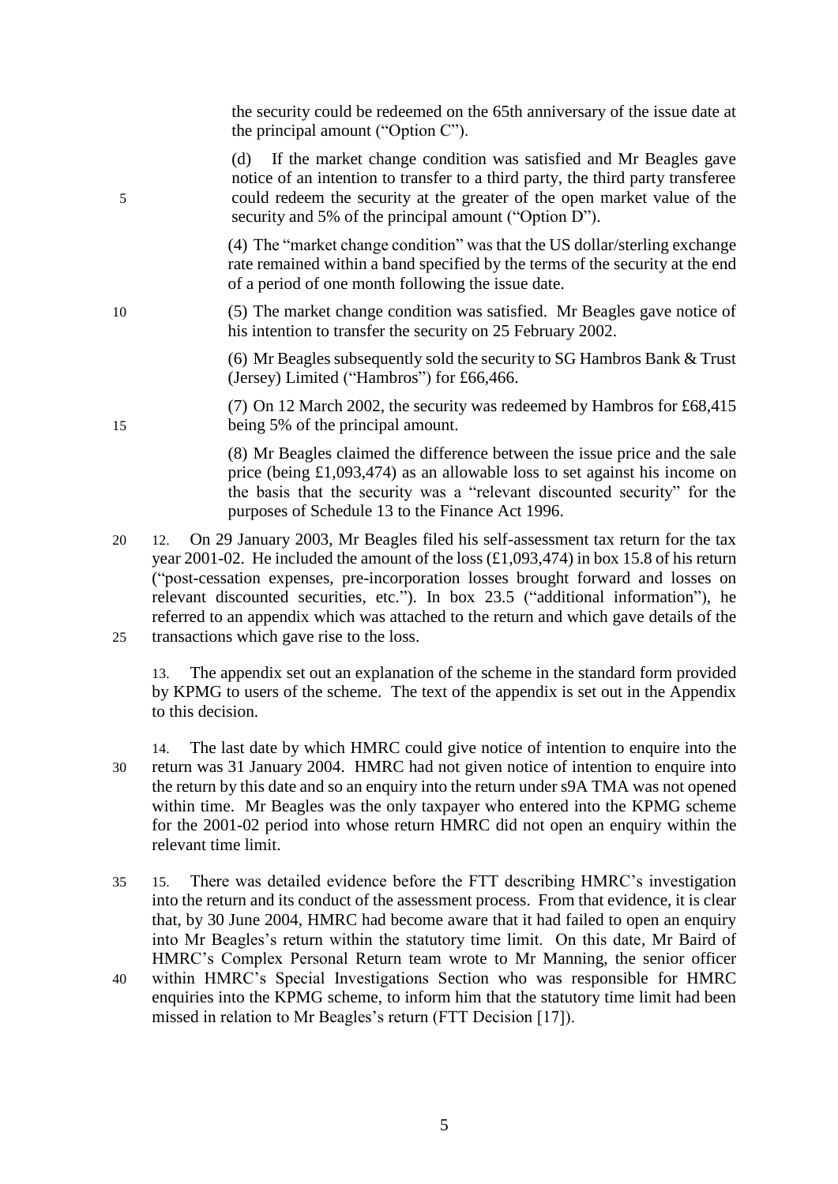the security could be redeemed on the 65th anniversary of the issue date at the principal amount ("Option C").

(d) If the market change condition was satisfied and Mr Beagles gave notice of an intention to transfer to a third party, the third party transferee could redeem the security at the greater of the open market value of the security and 5% of the principal amount ("Option D").

(4) The "market change condition" was that the US dollar/sterling exchange rate remained within a band specified by the terms of the security at the end of a period of one month following the issue date.

(5) The market change condition was satisfied. Mr Beagles gave notice of his intention to transfer the security on 25 February 2002.

(6) Mr Beagles subsequently sold the security to SG Hambros Bank & Trust (Jersey) Limited ("Hambros") for £66,466.

(7) On 12 March 2002, the security was redeemed by Hambros for £68,415 being 5% of the principal amount.

(8) Mr Beagles claimed the difference between the issue price and the sale price (being £1,093,474) as an allowable loss to set against his income on the basis that the security was a "relevant discounted security" for the purposes of Schedule 13 to the Finance Act 1996.

12. On 29 January 2003, Mr Beagles filed his self-assessment tax return for the tax year 2001-02. He included the amount of the loss (£1,093,474) in box 15.8 of his return ("post-cessation expenses, pre-incorporation losses brought forward and losses on relevant discounted securities, etc."). In box 23.5 ("additional information"), he referred to an appendix which was attached to the return and which gave details of the transactions which gave rise to the loss.

13. The appendix set out an explanation of the scheme in the standard form provided by KPMG to users of the scheme. The text of the appendix is set out in the Appendix to this decision.

14. The last date by which HMRC could give notice of intention to enquire into the return was 31 January 2004. HMRC had not given notice of intention to enquire into the return by this date and so an enquiry into the return under s9A TMA was not opened within time. Mr Beagles was the only taxpayer who entered into the KPMG scheme for the 2001-02 period into whose return HMRC did not open an enquiry within the relevant time limit.

15. There was detailed evidence before the FTT describing HMRC's investigation into the return and its conduct of the assessment process. From that evidence, it is clear that, by 30 June 2004, HMRC had become aware that it had failed to open an enquiry into Mr Beagles's return within the statutory time limit. On this date, Mr Baird of HMRC's Complex Personal Return team wrote to Mr Manning, the senior officer within HMRC's Special Investigations Section who was responsible for HMRC enquiries into the KPMG scheme, to inform him that the statutory time limit had been missed in relation to Mr Beagles's return (FTT Decision [17]).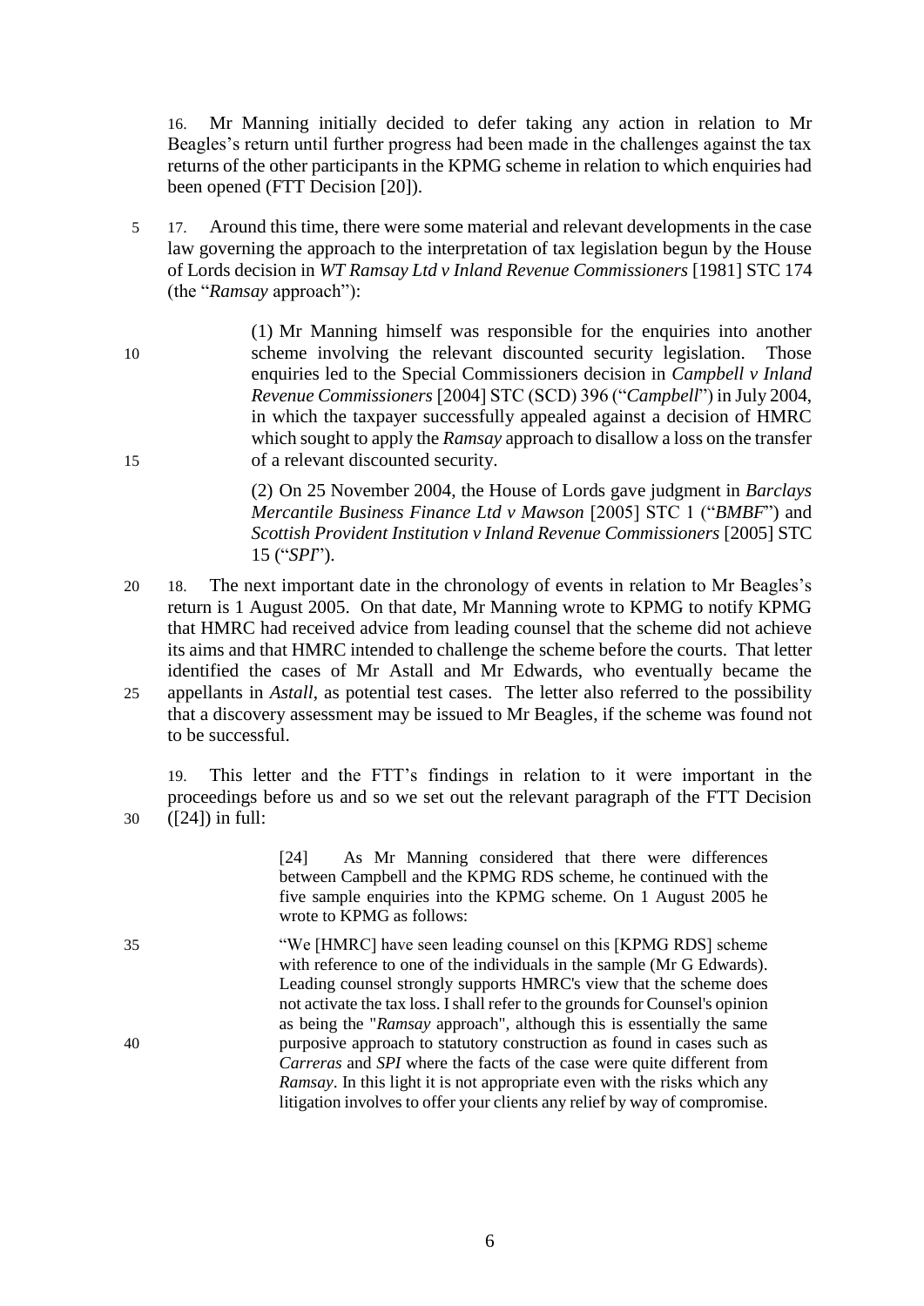16. Mr Manning initially decided to defer taking any action in relation to Mr Beagles's return until further progress had been made in the challenges against the tax returns of the other participants in the KPMG scheme in relation to which enquiries had been opened (FTT Decision [20]).

17. Around this time, there were some material and relevant developments in the case law governing the approach to the interpretation of tax legislation begun by the House of Lords decision in *WT Ramsay Ltd v Inland Revenue Commissioners* [1981] STC 174 (the "*Ramsay* approach"):

> (1) Mr Manning himself was responsible for the enquiries into another scheme involving the relevant discounted security legislation. Those enquiries led to the Special Commissioners decision in *Campbell v Inland Revenue Commissioners* [2004] STC (SCD) 396 ("*Campbell*") in July 2004, in which the taxpayer successfully appealed against a decision of HMRC which sought to apply the *Ramsay* approach to disallow a loss on the transfer of a relevant discounted security.
>
> (2) On 25 November 2004, the House of Lords gave judgment in *Barclays Mercantile Business Finance Ltd v Mawson* [2005] STC 1 ("*BMBF*") and *Scottish Provident Institution v Inland Revenue Commissioners* [2005] STC 15 ("*SPI*").

18. The next important date in the chronology of events in relation to Mr Beagles's return is 1 August 2005. On that date, Mr Manning wrote to KPMG to notify KPMG that HMRC had received advice from leading counsel that the scheme did not achieve its aims and that HMRC intended to challenge the scheme before the courts. That letter identified the cases of Mr Astall and Mr Edwards, who eventually became the appellants in *Astall*, as potential test cases. The letter also referred to the possibility that a discovery assessment may be issued to Mr Beagles, if the scheme was found not to be successful.

19. This letter and the FTT's findings in relation to it were important in the proceedings before us and so we set out the relevant paragraph of the FTT Decision ([24]) in full:

> [24] As Mr Manning considered that there were differences between Campbell and the KPMG RDS scheme, he continued with the five sample enquiries into the KPMG scheme. On 1 August 2005 he wrote to KPMG as follows:
>
> "We [HMRC] have seen leading counsel on this [KPMG RDS] scheme with reference to one of the individuals in the sample (Mr G Edwards). Leading counsel strongly supports HMRC's view that the scheme does not activate the tax loss. I shall refer to the grounds for Counsel's opinion as being the "*Ramsay* approach", although this is essentially the same purposive approach to statutory construction as found in cases such as *Carreras* and *SPI* where the facts of the case were quite different from *Ramsay*. In this light it is not appropriate even with the risks which any litigation involves to offer your clients any relief by way of compromise.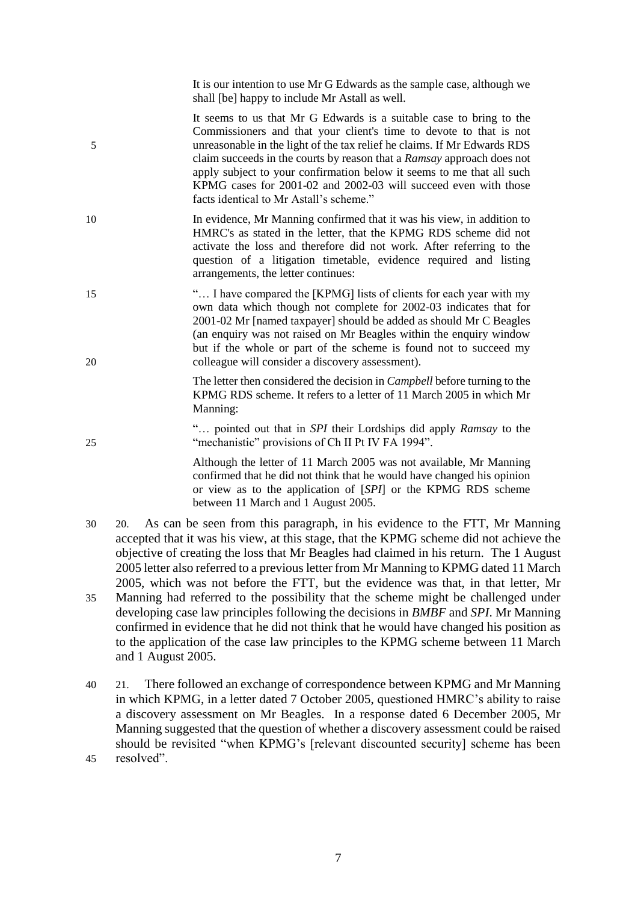> It is our intention to use Mr G Edwards as the sample case, although we shall [be] happy to include Mr Astall as well.
>
> It seems to us that Mr G Edwards is a suitable case to bring to the Commissioners and that your client's time to devote to that is not unreasonable in the light of the tax relief he claims. If Mr Edwards RDS claim succeeds in the courts by reason that a *Ramsay* approach does not apply subject to your confirmation below it seems to me that all such KPMG cases for 2001-02 and 2002-03 will succeed even with those facts identical to Mr Astall's scheme."
>
> In evidence, Mr Manning confirmed that it was his view, in addition to HMRC's as stated in the letter, that the KPMG RDS scheme did not activate the loss and therefore did not work. After referring to the question of a litigation timetable, evidence required and listing arrangements, the letter continues:
>
> "… I have compared the [KPMG] lists of clients for each year with my own data which though not complete for 2002-03 indicates that for 2001-02 Mr [named taxpayer] should be added as should Mr C Beagles (an enquiry was not raised on Mr Beagles within the enquiry window but if the whole or part of the scheme is found not to succeed my colleague will consider a discovery assessment).
>
> The letter then considered the decision in *Campbell* before turning to the KPMG RDS scheme. It refers to a letter of 11 March 2005 in which Mr Manning:
>
> "… pointed out that in *SPI* their Lordships did apply *Ramsay* to the "mechanistic" provisions of Ch II Pt IV FA 1994".
>
> Although the letter of 11 March 2005 was not available, Mr Manning confirmed that he did not think that he would have changed his opinion or view as to the application of [*SPI*] or the KPMG RDS scheme between 11 March and 1 August 2005.

20. As can be seen from this paragraph, in his evidence to the FTT, Mr Manning accepted that it was his view, at this stage, that the KPMG scheme did not achieve the objective of creating the loss that Mr Beagles had claimed in his return. The 1 August 2005 letter also referred to a previous letter from Mr Manning to KPMG dated 11 March 2005, which was not before the FTT, but the evidence was that, in that letter, Mr Manning had referred to the possibility that the scheme might be challenged under developing case law principles following the decisions in *BMBF* and *SPI*. Mr Manning confirmed in evidence that he did not think that he would have changed his position as to the application of the case law principles to the KPMG scheme between 11 March and 1 August 2005.

21. There followed an exchange of correspondence between KPMG and Mr Manning in which KPMG, in a letter dated 7 October 2005, questioned HMRC's ability to raise a discovery assessment on Mr Beagles. In a response dated 6 December 2005, Mr Manning suggested that the question of whether a discovery assessment could be raised should be revisited "when KPMG's [relevant discounted security] scheme has been resolved".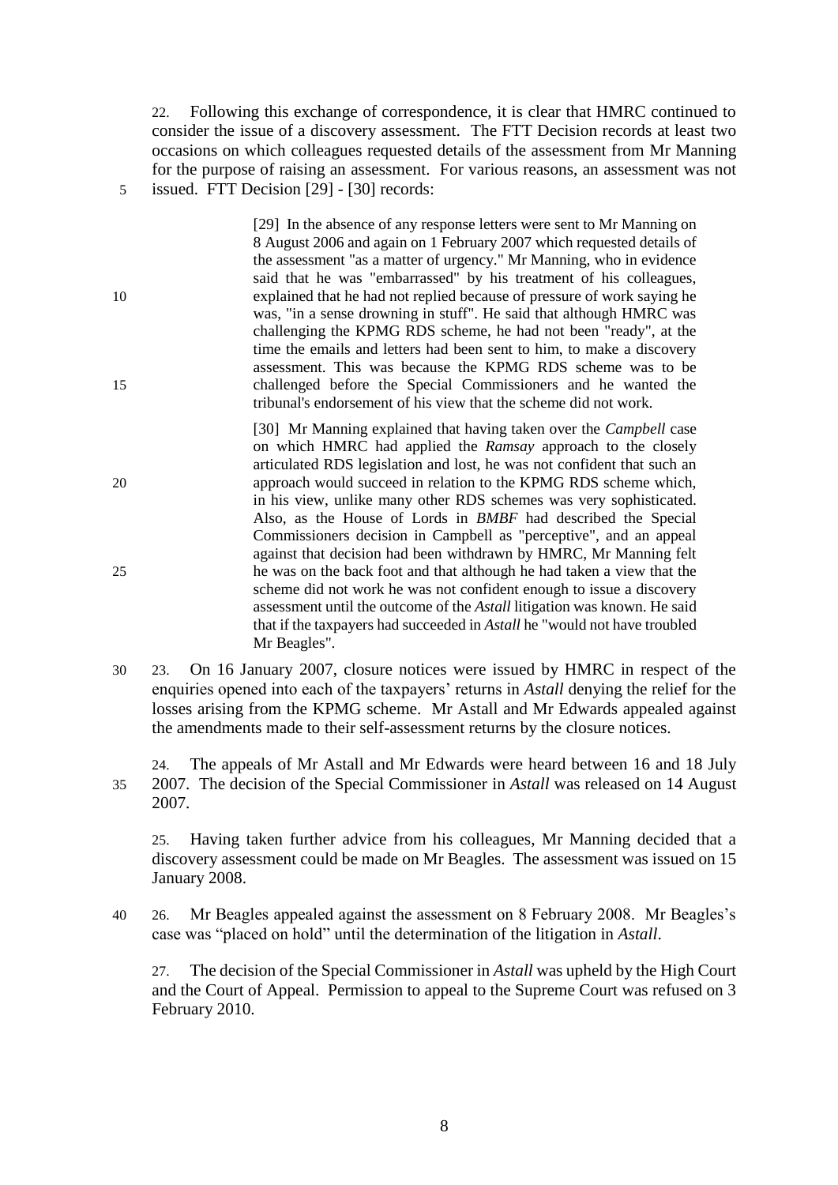22. Following this exchange of correspondence, it is clear that HMRC continued to consider the issue of a discovery assessment. The FTT Decision records at least two occasions on which colleagues requested details of the assessment from Mr Manning for the purpose of raising an assessment. For various reasons, an assessment was not issued. FTT Decision [29] - [30] records:

> [29] In the absence of any response letters were sent to Mr Manning on 8 August 2006 and again on 1 February 2007 which requested details of the assessment "as a matter of urgency." Mr Manning, who in evidence said that he was "embarrassed" by his treatment of his colleagues, explained that he had not replied because of pressure of work saying he was, "in a sense drowning in stuff". He said that although HMRC was challenging the KPMG RDS scheme, he had not been "ready", at the time the emails and letters had been sent to him, to make a discovery assessment. This was because the KPMG RDS scheme was to be challenged before the Special Commissioners and he wanted the tribunal's endorsement of his view that the scheme did not work.
>
> [30] Mr Manning explained that having taken over the *Campbell* case on which HMRC had applied the *Ramsay* approach to the closely articulated RDS legislation and lost, he was not confident that such an approach would succeed in relation to the KPMG RDS scheme which, in his view, unlike many other RDS schemes was very sophisticated. Also, as the House of Lords in *BMBF* had described the Special Commissioners decision in Campbell as "perceptive", and an appeal against that decision had been withdrawn by HMRC, Mr Manning felt he was on the back foot and that although he had taken a view that the scheme did not work he was not confident enough to issue a discovery assessment until the outcome of the *Astall* litigation was known. He said that if the taxpayers had succeeded in *Astall* he "would not have troubled Mr Beagles".

23. On 16 January 2007, closure notices were issued by HMRC in respect of the enquiries opened into each of the taxpayers' returns in *Astall* denying the relief for the losses arising from the KPMG scheme. Mr Astall and Mr Edwards appealed against the amendments made to their self-assessment returns by the closure notices.

24. The appeals of Mr Astall and Mr Edwards were heard between 16 and 18 July 2007. The decision of the Special Commissioner in *Astall* was released on 14 August 2007.

25. Having taken further advice from his colleagues, Mr Manning decided that a discovery assessment could be made on Mr Beagles. The assessment was issued on 15 January 2008.

26. Mr Beagles appealed against the assessment on 8 February 2008. Mr Beagles's case was "placed on hold" until the determination of the litigation in *Astall*.

27. The decision of the Special Commissioner in *Astall* was upheld by the High Court and the Court of Appeal. Permission to appeal to the Supreme Court was refused on 3 February 2010.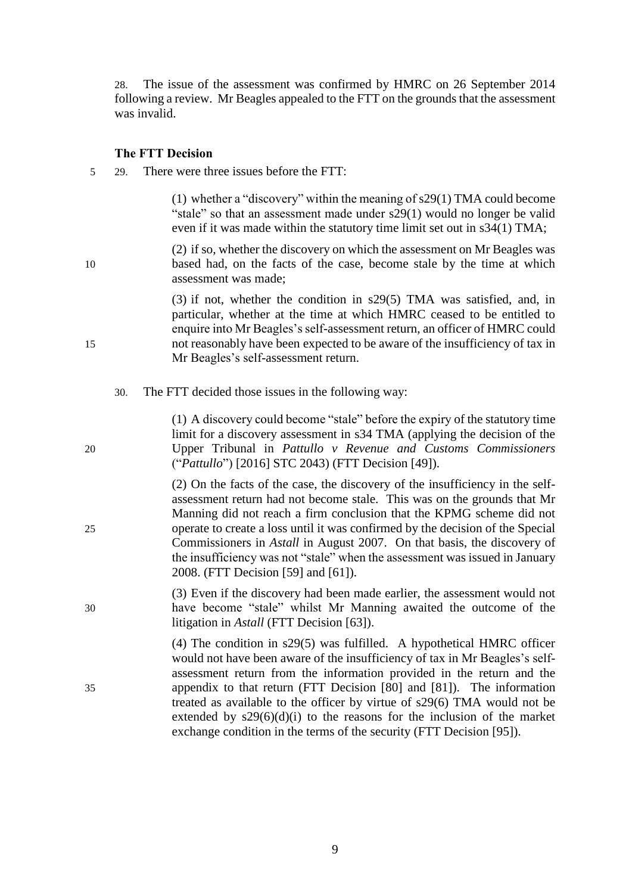28. The issue of the assessment was confirmed by HMRC on 26 September 2014 following a review. Mr Beagles appealed to the FTT on the grounds that the assessment was invalid.

**The FTT Decision**

29. There were three issues before the FTT:

> (1) whether a "discovery" within the meaning of s29(1) TMA could become "stale" so that an assessment made under s29(1) would no longer be valid even if it was made within the statutory time limit set out in s34(1) TMA;
>
> (2) if so, whether the discovery on which the assessment on Mr Beagles was based had, on the facts of the case, become stale by the time at which assessment was made;
>
> (3) if not, whether the condition in s29(5) TMA was satisfied, and, in particular, whether at the time at which HMRC ceased to be entitled to enquire into Mr Beagles's self-assessment return, an officer of HMRC could not reasonably have been expected to be aware of the insufficiency of tax in Mr Beagles's self-assessment return.

30. The FTT decided those issues in the following way:

> (1) A discovery could become "stale" before the expiry of the statutory time limit for a discovery assessment in s34 TMA (applying the decision of the Upper Tribunal in *Pattullo v Revenue and Customs Commissioners* ("*Pattullo*") [2016] STC 2043) (FTT Decision [49]).
>
> (2) On the facts of the case, the discovery of the insufficiency in the self-assessment return had not become stale. This was on the grounds that Mr Manning did not reach a firm conclusion that the KPMG scheme did not operate to create a loss until it was confirmed by the decision of the Special Commissioners in *Astall* in August 2007. On that basis, the discovery of the insufficiency was not "stale" when the assessment was issued in January 2008. (FTT Decision [59] and [61]).
>
> (3) Even if the discovery had been made earlier, the assessment would not have become "stale" whilst Mr Manning awaited the outcome of the litigation in *Astall* (FTT Decision [63]).
>
> (4) The condition in s29(5) was fulfilled. A hypothetical HMRC officer would not have been aware of the insufficiency of tax in Mr Beagles's self-assessment return from the information provided in the return and the appendix to that return (FTT Decision [80] and [81]). The information treated as available to the officer by virtue of s29(6) TMA would not be extended by s29(6)(d)(i) to the reasons for the inclusion of the market exchange condition in the terms of the security (FTT Decision [95]).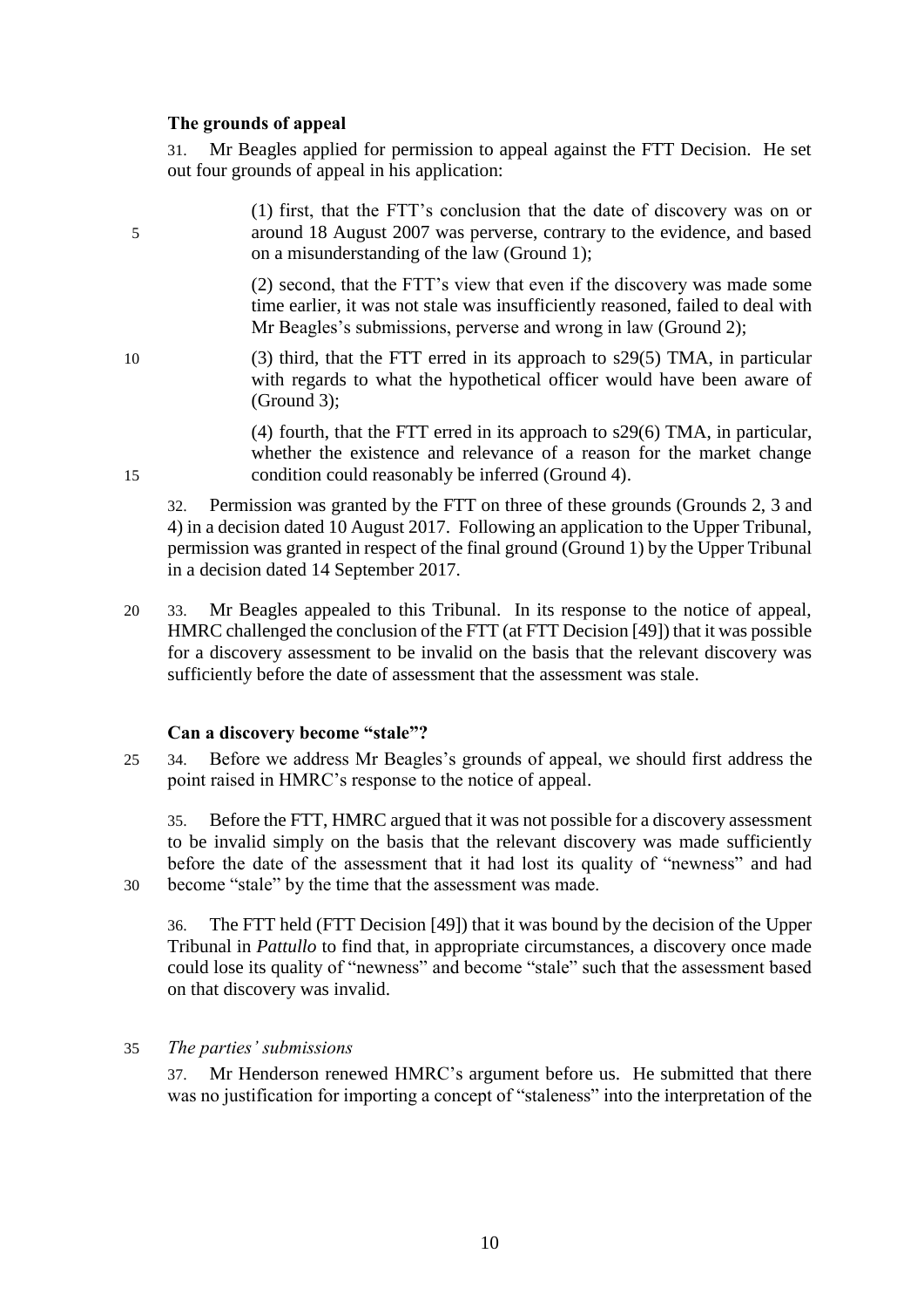### The grounds of appeal

31. Mr Beagles applied for permission to appeal against the FTT Decision. He set out four grounds of appeal in his application:

> (1) first, that the FTT's conclusion that the date of discovery was on or around 18 August 2007 was perverse, contrary to the evidence, and based on a misunderstanding of the law (Ground 1);
>
> (2) second, that the FTT's view that even if the discovery was made some time earlier, it was not stale was insufficiently reasoned, failed to deal with Mr Beagles's submissions, perverse and wrong in law (Ground 2);
>
> (3) third, that the FTT erred in its approach to s29(5) TMA, in particular with regards to what the hypothetical officer would have been aware of (Ground 3);
>
> (4) fourth, that the FTT erred in its approach to s29(6) TMA, in particular, whether the existence and relevance of a reason for the market change condition could reasonably be inferred (Ground 4).

32. Permission was granted by the FTT on three of these grounds (Grounds 2, 3 and 4) in a decision dated 10 August 2017. Following an application to the Upper Tribunal, permission was granted in respect of the final ground (Ground 1) by the Upper Tribunal in a decision dated 14 September 2017.

33. Mr Beagles appealed to this Tribunal. In its response to the notice of appeal, HMRC challenged the conclusion of the FTT (at FTT Decision [49]) that it was possible for a discovery assessment to be invalid on the basis that the relevant discovery was sufficiently before the date of assessment that the assessment was stale.

### Can a discovery become "stale"?

34. Before we address Mr Beagles's grounds of appeal, we should first address the point raised in HMRC's response to the notice of appeal.

35. Before the FTT, HMRC argued that it was not possible for a discovery assessment to be invalid simply on the basis that the relevant discovery was made sufficiently before the date of the assessment that it had lost its quality of "newness" and had become "stale" by the time that the assessment was made.

36. The FTT held (FTT Decision [49]) that it was bound by the decision of the Upper Tribunal in *Pattullo* to find that, in appropriate circumstances, a discovery once made could lose its quality of "newness" and become "stale" such that the assessment based on that discovery was invalid.

#### *The parties' submissions*

37. Mr Henderson renewed HMRC's argument before us. He submitted that there was no justification for importing a concept of "staleness" into the interpretation of the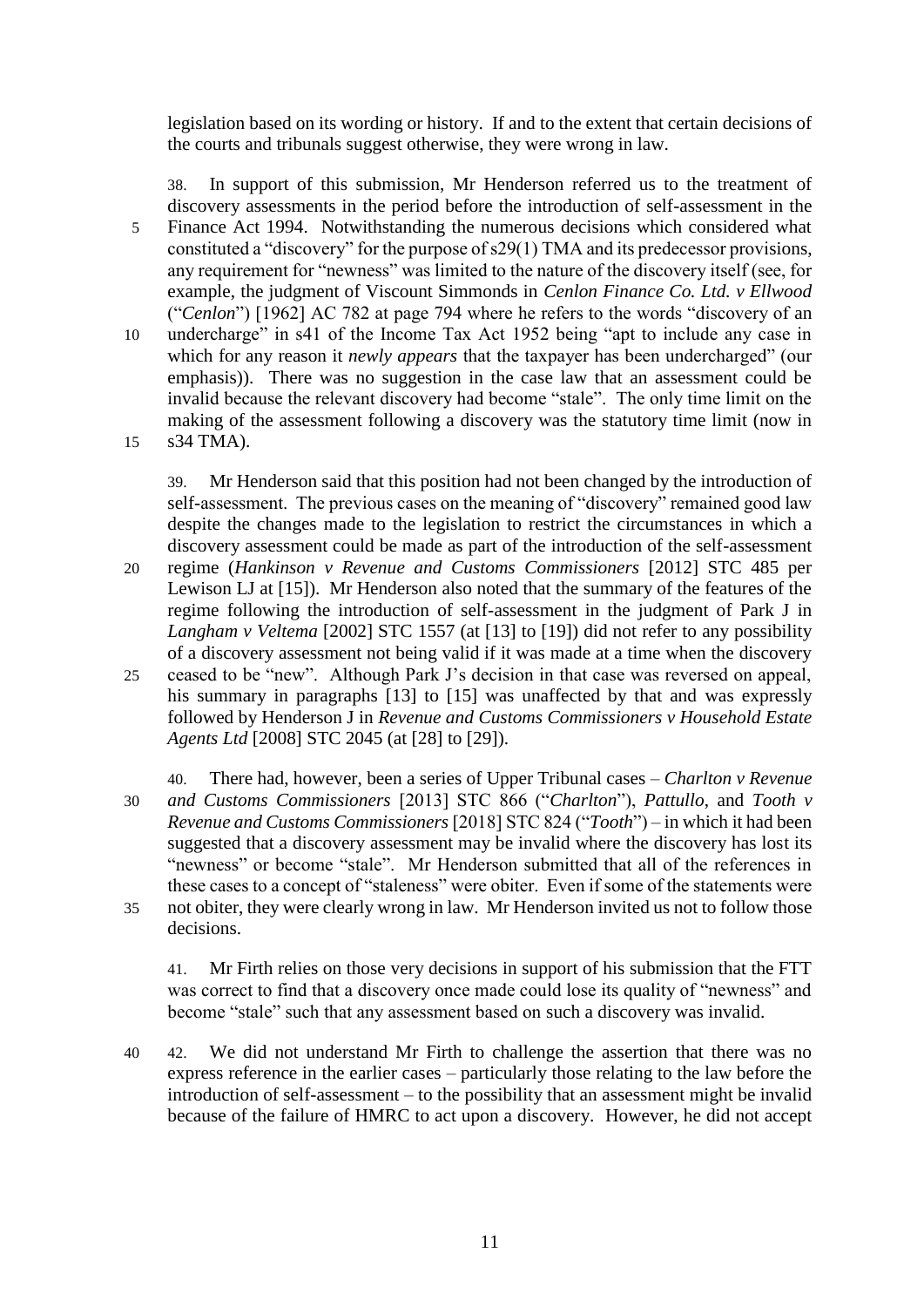legislation based on its wording or history. If and to the extent that certain decisions of the courts and tribunals suggest otherwise, they were wrong in law.

38. In support of this submission, Mr Henderson referred us to the treatment of discovery assessments in the period before the introduction of self-assessment in the Finance Act 1994. Notwithstanding the numerous decisions which considered what constituted a "discovery" for the purpose of s29(1) TMA and its predecessor provisions, any requirement for "newness" was limited to the nature of the discovery itself (see, for example, the judgment of Viscount Simmonds in *Cenlon Finance Co. Ltd. v Ellwood* ("*Cenlon*") [1962] AC 782 at page 794 where he refers to the words "discovery of an undercharge" in s41 of the Income Tax Act 1952 being "apt to include any case in which for any reason it *newly appears* that the taxpayer has been undercharged" (our emphasis)). There was no suggestion in the case law that an assessment could be invalid because the relevant discovery had become "stale". The only time limit on the making of the assessment following a discovery was the statutory time limit (now in s34 TMA).

39. Mr Henderson said that this position had not been changed by the introduction of self-assessment. The previous cases on the meaning of "discovery" remained good law despite the changes made to the legislation to restrict the circumstances in which a discovery assessment could be made as part of the introduction of the self-assessment regime (*Hankinson v Revenue and Customs Commissioners* [2012] STC 485 per Lewison LJ at [15]). Mr Henderson also noted that the summary of the features of the regime following the introduction of self-assessment in the judgment of Park J in *Langham v Veltema* [2002] STC 1557 (at [13] to [19]) did not refer to any possibility of a discovery assessment not being valid if it was made at a time when the discovery ceased to be "new". Although Park J's decision in that case was reversed on appeal, his summary in paragraphs [13] to [15] was unaffected by that and was expressly followed by Henderson J in *Revenue and Customs Commissioners v Household Estate Agents Ltd* [2008] STC 2045 (at [28] to [29]).

40. There had, however, been a series of Upper Tribunal cases – *Charlton v Revenue and Customs Commissioners* [2013] STC 866 ("*Charlton*"), *Pattullo*, and *Tooth v Revenue and Customs Commissioners* [2018] STC 824 ("*Tooth*") – in which it had been suggested that a discovery assessment may be invalid where the discovery has lost its "newness" or become "stale". Mr Henderson submitted that all of the references in these cases to a concept of "staleness" were obiter. Even if some of the statements were not obiter, they were clearly wrong in law. Mr Henderson invited us not to follow those decisions.

41. Mr Firth relies on those very decisions in support of his submission that the FTT was correct to find that a discovery once made could lose its quality of "newness" and become "stale" such that any assessment based on such a discovery was invalid.

42. We did not understand Mr Firth to challenge the assertion that there was no express reference in the earlier cases – particularly those relating to the law before the introduction of self-assessment – to the possibility that an assessment might be invalid because of the failure of HMRC to act upon a discovery. However, he did not accept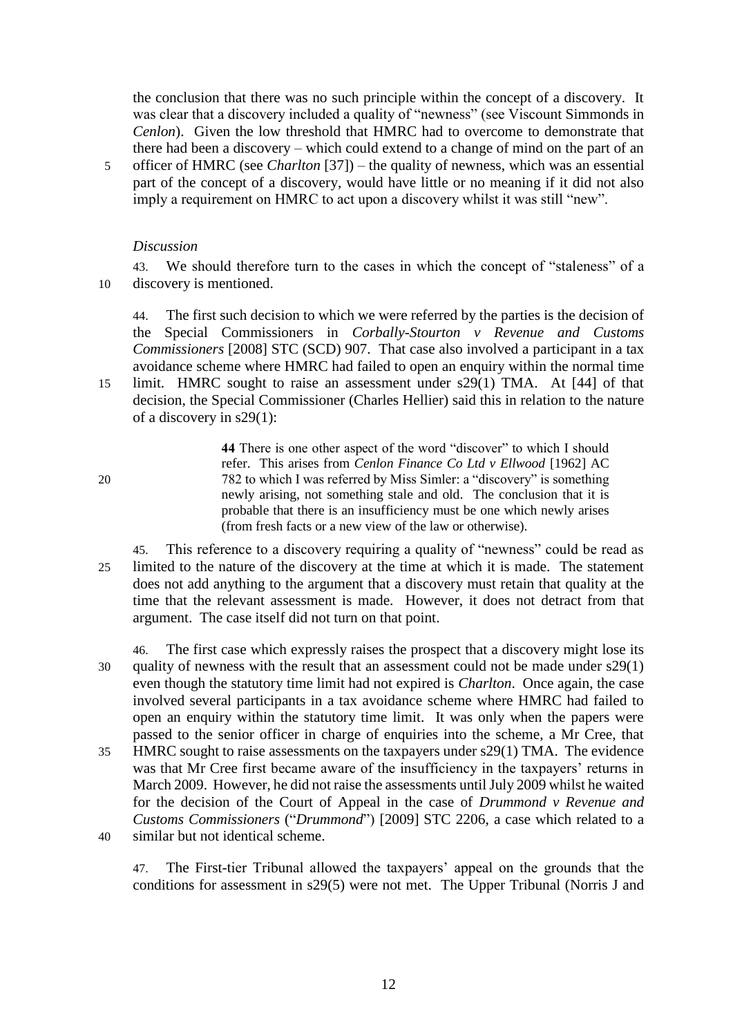the conclusion that there was no such principle within the concept of a discovery. It was clear that a discovery included a quality of "newness" (see Viscount Simmonds in *Cenlon*). Given the low threshold that HMRC had to overcome to demonstrate that there had been a discovery – which could extend to a change of mind on the part of an officer of HMRC (see *Charlton* [37]) – the quality of newness, which was an essential part of the concept of a discovery, would have little or no meaning if it did not also imply a requirement on HMRC to act upon a discovery whilst it was still "new".

*Discussion*

43. We should therefore turn to the cases in which the concept of "staleness" of a discovery is mentioned.

44. The first such decision to which we were referred by the parties is the decision of the Special Commissioners in *Corbally-Stourton v Revenue and Customs Commissioners* [2008] STC (SCD) 907. That case also involved a participant in a tax avoidance scheme where HMRC had failed to open an enquiry within the normal time limit. HMRC sought to raise an assessment under s29(1) TMA. At [44] of that decision, the Special Commissioner (Charles Hellier) said this in relation to the nature of a discovery in s29(1):

> **44** There is one other aspect of the word "discover" to which I should refer. This arises from *Cenlon Finance Co Ltd v Ellwood* [1962] AC 782 to which I was referred by Miss Simler: a "discovery" is something newly arising, not something stale and old. The conclusion that it is probable that there is an insufficiency must be one which newly arises (from fresh facts or a new view of the law or otherwise).

45. This reference to a discovery requiring a quality of "newness" could be read as limited to the nature of the discovery at the time at which it is made. The statement does not add anything to the argument that a discovery must retain that quality at the time that the relevant assessment is made. However, it does not detract from that argument. The case itself did not turn on that point.

46. The first case which expressly raises the prospect that a discovery might lose its quality of newness with the result that an assessment could not be made under s29(1) even though the statutory time limit had not expired is *Charlton*. Once again, the case involved several participants in a tax avoidance scheme where HMRC had failed to open an enquiry within the statutory time limit. It was only when the papers were passed to the senior officer in charge of enquiries into the scheme, a Mr Cree, that HMRC sought to raise assessments on the taxpayers under s29(1) TMA. The evidence was that Mr Cree first became aware of the insufficiency in the taxpayers' returns in March 2009. However, he did not raise the assessments until July 2009 whilst he waited for the decision of the Court of Appeal in the case of *Drummond v Revenue and Customs Commissioners* ("*Drummond*") [2009] STC 2206, a case which related to a similar but not identical scheme.

47. The First-tier Tribunal allowed the taxpayers' appeal on the grounds that the conditions for assessment in s29(5) were not met. The Upper Tribunal (Norris J and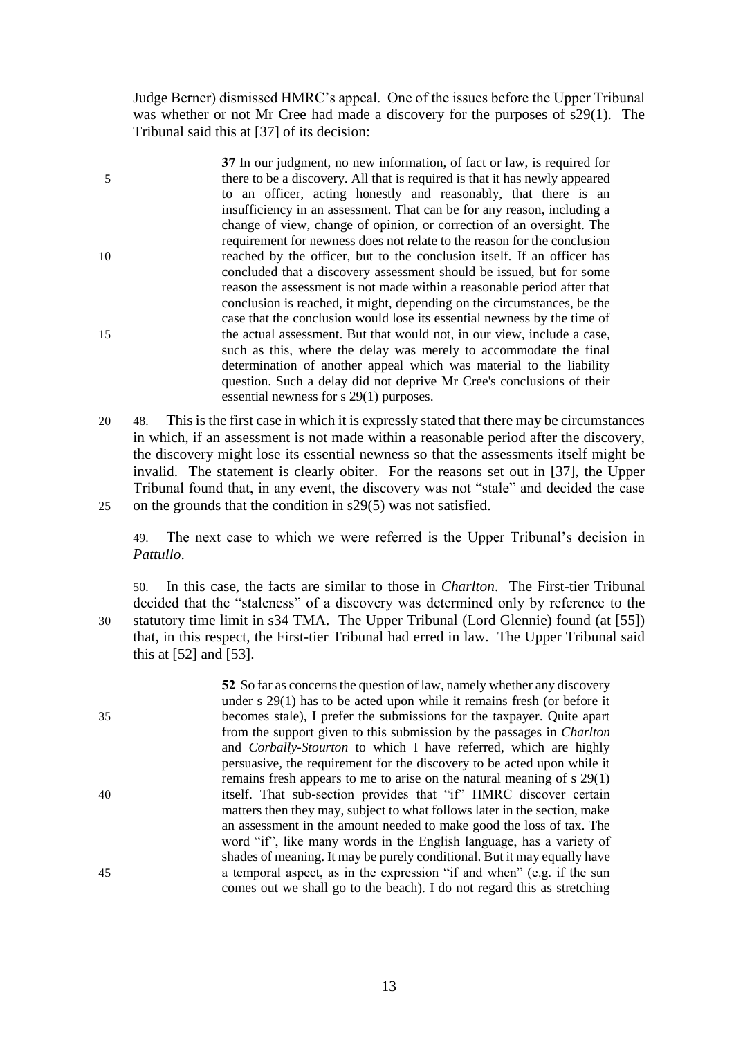Judge Berner) dismissed HMRC's appeal. One of the issues before the Upper Tribunal was whether or not Mr Cree had made a discovery for the purposes of s29(1). The Tribunal said this at [37] of its decision:

> **37** In our judgment, no new information, of fact or law, is required for there to be a discovery. All that is required is that it has newly appeared to an officer, acting honestly and reasonably, that there is an insufficiency in an assessment. That can be for any reason, including a change of view, change of opinion, or correction of an oversight. The requirement for newness does not relate to the reason for the conclusion reached by the officer, but to the conclusion itself. If an officer has concluded that a discovery assessment should be issued, but for some reason the assessment is not made within a reasonable period after that conclusion is reached, it might, depending on the circumstances, be the case that the conclusion would lose its essential newness by the time of the actual assessment. But that would not, in our view, include a case, such as this, where the delay was merely to accommodate the final determination of another appeal which was material to the liability question. Such a delay did not deprive Mr Cree's conclusions of their essential newness for s 29(1) purposes.

48. This is the first case in which it is expressly stated that there may be circumstances in which, if an assessment is not made within a reasonable period after the discovery, the discovery might lose its essential newness so that the assessments itself might be invalid. The statement is clearly obiter. For the reasons set out in [37], the Upper Tribunal found that, in any event, the discovery was not "stale" and decided the case on the grounds that the condition in s29(5) was not satisfied.

49. The next case to which we were referred is the Upper Tribunal's decision in *Pattullo*.

50. In this case, the facts are similar to those in *Charlton*. The First-tier Tribunal decided that the "staleness" of a discovery was determined only by reference to the statutory time limit in s34 TMA. The Upper Tribunal (Lord Glennie) found (at [55]) that, in this respect, the First-tier Tribunal had erred in law. The Upper Tribunal said this at [52] and [53].

> **52** So far as concerns the question of law, namely whether any discovery under s 29(1) has to be acted upon while it remains fresh (or before it becomes stale), I prefer the submissions for the taxpayer. Quite apart from the support given to this submission by the passages in *Charlton* and *Corbally-Stourton* to which I have referred, which are highly persuasive, the requirement for the discovery to be acted upon while it remains fresh appears to me to arise on the natural meaning of s 29(1) itself. That sub-section provides that "if" HMRC discover certain matters then they may, subject to what follows later in the section, make an assessment in the amount needed to make good the loss of tax. The word "if", like many words in the English language, has a variety of shades of meaning. It may be purely conditional. But it may equally have a temporal aspect, as in the expression "if and when" (e.g. if the sun comes out we shall go to the beach). I do not regard this as stretching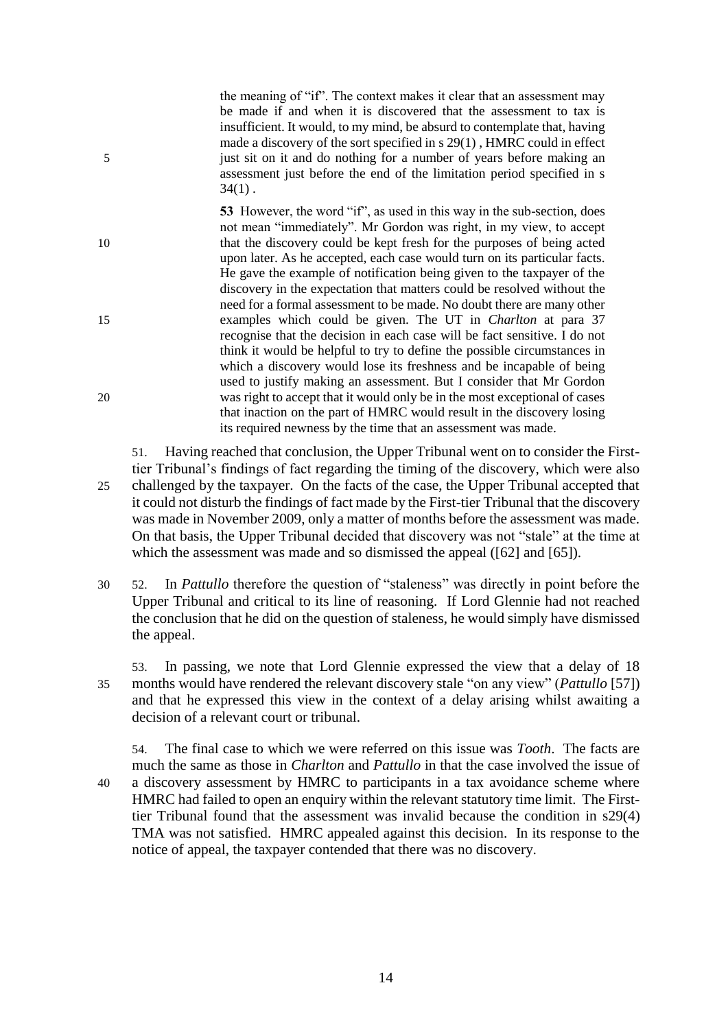> the meaning of "if". The context makes it clear that an assessment may be made if and when it is discovered that the assessment to tax is insufficient. It would, to my mind, be absurd to contemplate that, having made a discovery of the sort specified in s 29(1) , HMRC could in effect just sit on it and do nothing for a number of years before making an assessment just before the end of the limitation period specified in s 34(1) .
>
> **53** However, the word "if", as used in this way in the sub-section, does not mean "immediately". Mr Gordon was right, in my view, to accept that the discovery could be kept fresh for the purposes of being acted upon later. As he accepted, each case would turn on its particular facts. He gave the example of notification being given to the taxpayer of the discovery in the expectation that matters could be resolved without the need for a formal assessment to be made. No doubt there are many other examples which could be given. The UT in *Charlton* at para 37 recognise that the decision in each case will be fact sensitive. I do not think it would be helpful to try to define the possible circumstances in which a discovery would lose its freshness and be incapable of being used to justify making an assessment. But I consider that Mr Gordon was right to accept that it would only be in the most exceptional of cases that inaction on the part of HMRC would result in the discovery losing its required newness by the time that an assessment was made.

51. Having reached that conclusion, the Upper Tribunal went on to consider the First-tier Tribunal's findings of fact regarding the timing of the discovery, which were also challenged by the taxpayer. On the facts of the case, the Upper Tribunal accepted that it could not disturb the findings of fact made by the First-tier Tribunal that the discovery was made in November 2009, only a matter of months before the assessment was made. On that basis, the Upper Tribunal decided that discovery was not "stale" at the time at which the assessment was made and so dismissed the appeal ([62] and [65]).

52. In *Pattullo* therefore the question of "staleness" was directly in point before the Upper Tribunal and critical to its line of reasoning. If Lord Glennie had not reached the conclusion that he did on the question of staleness, he would simply have dismissed the appeal.

53. In passing, we note that Lord Glennie expressed the view that a delay of 18 months would have rendered the relevant discovery stale "on any view" (*Pattullo* [57]) and that he expressed this view in the context of a delay arising whilst awaiting a decision of a relevant court or tribunal.

54. The final case to which we were referred on this issue was *Tooth*. The facts are much the same as those in *Charlton* and *Pattullo* in that the case involved the issue of a discovery assessment by HMRC to participants in a tax avoidance scheme where HMRC had failed to open an enquiry within the relevant statutory time limit. The First-tier Tribunal found that the assessment was invalid because the condition in s29(4) TMA was not satisfied. HMRC appealed against this decision. In its response to the notice of appeal, the taxpayer contended that there was no discovery.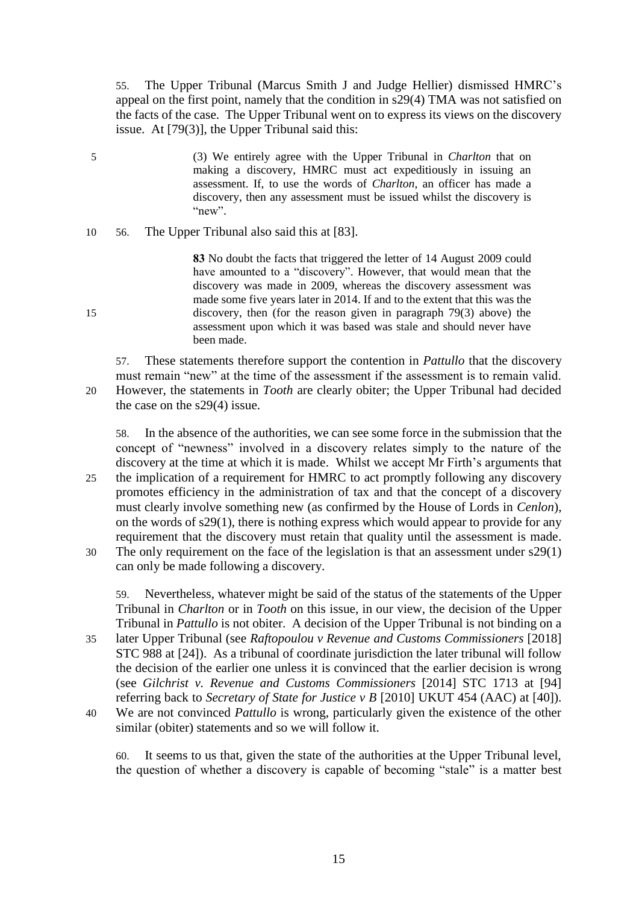55. The Upper Tribunal (Marcus Smith J and Judge Hellier) dismissed HMRC's appeal on the first point, namely that the condition in s29(4) TMA was not satisfied on the facts of the case. The Upper Tribunal went on to express its views on the discovery issue. At [79(3)], the Upper Tribunal said this:

> (3) We entirely agree with the Upper Tribunal in *Charlton* that on making a discovery, HMRC must act expeditiously in issuing an assessment. If, to use the words of *Charlton*, an officer has made a discovery, then any assessment must be issued whilst the discovery is "new".

56. The Upper Tribunal also said this at [83].

> **83** No doubt the facts that triggered the letter of 14 August 2009 could have amounted to a "discovery". However, that would mean that the discovery was made in 2009, whereas the discovery assessment was made some five years later in 2014. If and to the extent that this was the discovery, then (for the reason given in paragraph 79(3) above) the assessment upon which it was based was stale and should never have been made.

57. These statements therefore support the contention in *Pattullo* that the discovery must remain "new" at the time of the assessment if the assessment is to remain valid. However, the statements in *Tooth* are clearly obiter; the Upper Tribunal had decided the case on the s29(4) issue.

58. In the absence of the authorities, we can see some force in the submission that the concept of "newness" involved in a discovery relates simply to the nature of the discovery at the time at which it is made. Whilst we accept Mr Firth's arguments that the implication of a requirement for HMRC to act promptly following any discovery promotes efficiency in the administration of tax and that the concept of a discovery must clearly involve something new (as confirmed by the House of Lords in *Cenlon*), on the words of s29(1), there is nothing express which would appear to provide for any requirement that the discovery must retain that quality until the assessment is made. The only requirement on the face of the legislation is that an assessment under s29(1) can only be made following a discovery.

59. Nevertheless, whatever might be said of the status of the statements of the Upper Tribunal in *Charlton* or in *Tooth* on this issue, in our view, the decision of the Upper Tribunal in *Pattullo* is not obiter. A decision of the Upper Tribunal is not binding on a later Upper Tribunal (see *Raftopoulou v Revenue and Customs Commissioners* [2018] STC 988 at [24]). As a tribunal of coordinate jurisdiction the later tribunal will follow the decision of the earlier one unless it is convinced that the earlier decision is wrong (see *Gilchrist v. Revenue and Customs Commissioners* [2014] STC 1713 at [94] referring back to *Secretary of State for Justice v B* [2010] UKUT 454 (AAC) at [40]). We are not convinced *Pattullo* is wrong, particularly given the existence of the other similar (obiter) statements and so we will follow it.

60. It seems to us that, given the state of the authorities at the Upper Tribunal level, the question of whether a discovery is capable of becoming "stale" is a matter best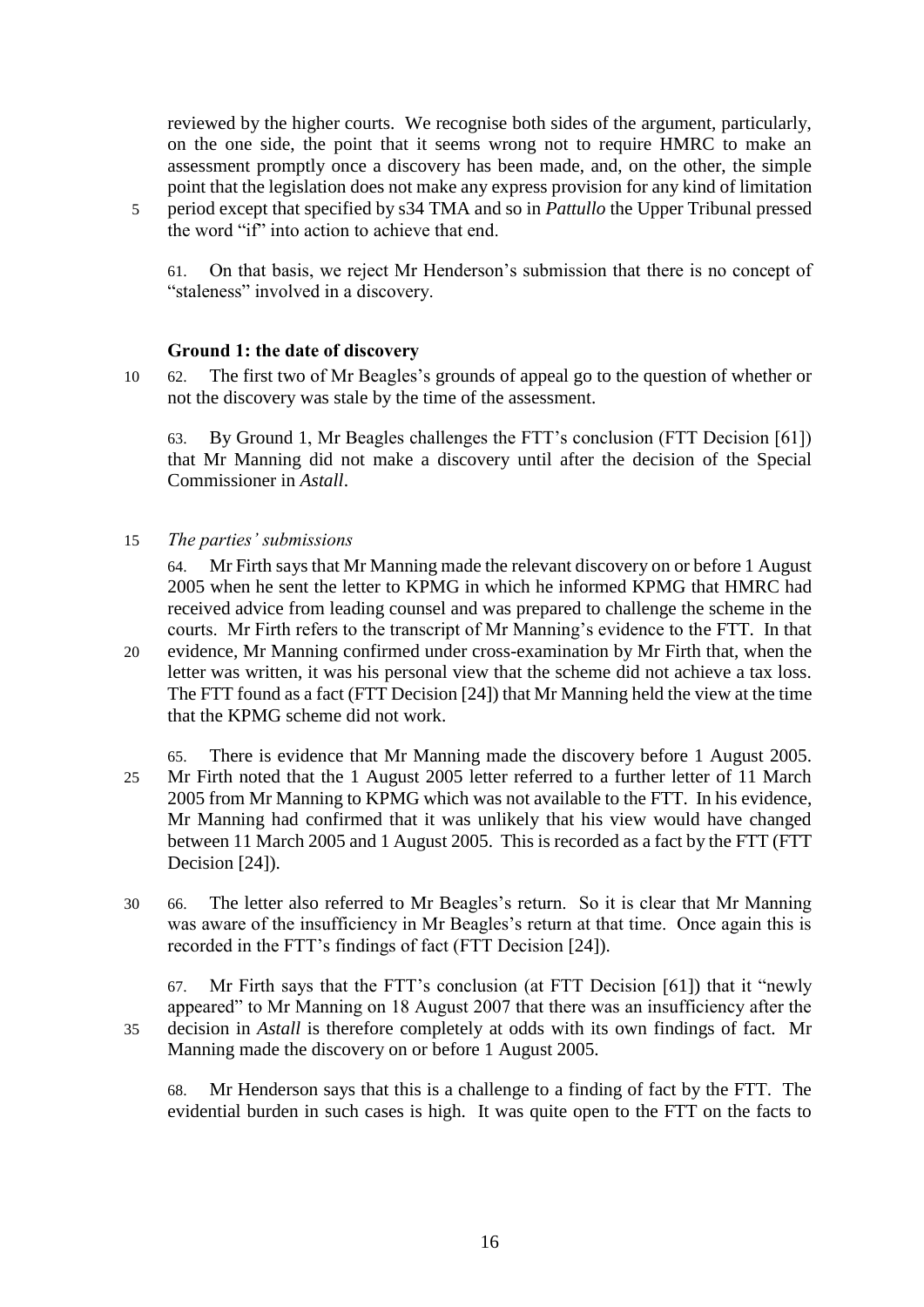reviewed by the higher courts. We recognise both sides of the argument, particularly, on the one side, the point that it seems wrong not to require HMRC to make an assessment promptly once a discovery has been made, and, on the other, the simple point that the legislation does not make any express provision for any kind of limitation period except that specified by s34 TMA and so in *Pattullo* the Upper Tribunal pressed the word "if" into action to achieve that end.

61. On that basis, we reject Mr Henderson's submission that there is no concept of "staleness" involved in a discovery.

### Ground 1: the date of discovery

62. The first two of Mr Beagles's grounds of appeal go to the question of whether or not the discovery was stale by the time of the assessment.

63. By Ground 1, Mr Beagles challenges the FTT's conclusion (FTT Decision [61]) that Mr Manning did not make a discovery until after the decision of the Special Commissioner in *Astall*.

*The parties' submissions*

64. Mr Firth says that Mr Manning made the relevant discovery on or before 1 August 2005 when he sent the letter to KPMG in which he informed KPMG that HMRC had received advice from leading counsel and was prepared to challenge the scheme in the courts. Mr Firth refers to the transcript of Mr Manning's evidence to the FTT. In that evidence, Mr Manning confirmed under cross-examination by Mr Firth that, when the letter was written, it was his personal view that the scheme did not achieve a tax loss. The FTT found as a fact (FTT Decision [24]) that Mr Manning held the view at the time that the KPMG scheme did not work.

65. There is evidence that Mr Manning made the discovery before 1 August 2005. Mr Firth noted that the 1 August 2005 letter referred to a further letter of 11 March 2005 from Mr Manning to KPMG which was not available to the FTT. In his evidence, Mr Manning had confirmed that it was unlikely that his view would have changed between 11 March 2005 and 1 August 2005. This is recorded as a fact by the FTT (FTT Decision [24]).

66. The letter also referred to Mr Beagles's return. So it is clear that Mr Manning was aware of the insufficiency in Mr Beagles's return at that time. Once again this is recorded in the FTT's findings of fact (FTT Decision [24]).

67. Mr Firth says that the FTT's conclusion (at FTT Decision [61]) that it "newly appeared" to Mr Manning on 18 August 2007 that there was an insufficiency after the decision in *Astall* is therefore completely at odds with its own findings of fact. Mr Manning made the discovery on or before 1 August 2005.

68. Mr Henderson says that this is a challenge to a finding of fact by the FTT. The evidential burden in such cases is high. It was quite open to the FTT on the facts to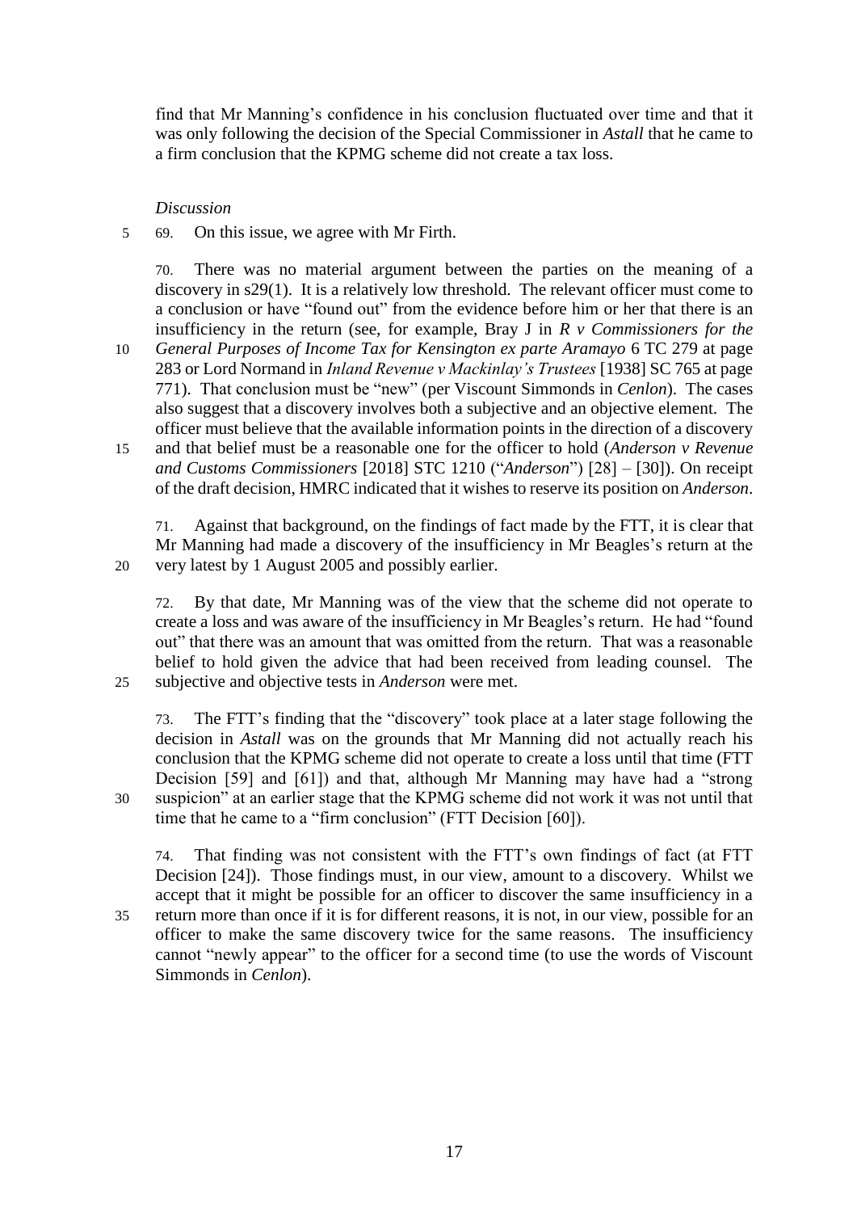find that Mr Manning's confidence in his conclusion fluctuated over time and that it was only following the decision of the Special Commissioner in *Astall* that he came to a firm conclusion that the KPMG scheme did not create a tax loss.

*Discussion*

69. On this issue, we agree with Mr Firth.

70. There was no material argument between the parties on the meaning of a discovery in s29(1). It is a relatively low threshold. The relevant officer must come to a conclusion or have "found out" from the evidence before him or her that there is an insufficiency in the return (see, for example, Bray J in *R v Commissioners for the General Purposes of Income Tax for Kensington ex parte Aramayo* 6 TC 279 at page 283 or Lord Normand in *Inland Revenue v Mackinlay's Trustees* [1938] SC 765 at page 771). That conclusion must be "new" (per Viscount Simmonds in *Cenlon*). The cases also suggest that a discovery involves both a subjective and an objective element. The officer must believe that the available information points in the direction of a discovery and that belief must be a reasonable one for the officer to hold (*Anderson v Revenue and Customs Commissioners* [2018] STC 1210 ("*Anderson*") [28] – [30]). On receipt of the draft decision, HMRC indicated that it wishes to reserve its position on *Anderson*.

71. Against that background, on the findings of fact made by the FTT, it is clear that Mr Manning had made a discovery of the insufficiency in Mr Beagles's return at the very latest by 1 August 2005 and possibly earlier.

72. By that date, Mr Manning was of the view that the scheme did not operate to create a loss and was aware of the insufficiency in Mr Beagles's return. He had "found out" that there was an amount that was omitted from the return. That was a reasonable belief to hold given the advice that had been received from leading counsel. The subjective and objective tests in *Anderson* were met.

73. The FTT's finding that the "discovery" took place at a later stage following the decision in *Astall* was on the grounds that Mr Manning did not actually reach his conclusion that the KPMG scheme did not operate to create a loss until that time (FTT Decision [59] and [61]) and that, although Mr Manning may have had a "strong suspicion" at an earlier stage that the KPMG scheme did not work it was not until that time that he came to a "firm conclusion" (FTT Decision [60]).

74. That finding was not consistent with the FTT's own findings of fact (at FTT Decision [24]). Those findings must, in our view, amount to a discovery. Whilst we accept that it might be possible for an officer to discover the same insufficiency in a return more than once if it is for different reasons, it is not, in our view, possible for an officer to make the same discovery twice for the same reasons. The insufficiency cannot "newly appear" to the officer for a second time (to use the words of Viscount Simmonds in *Cenlon*).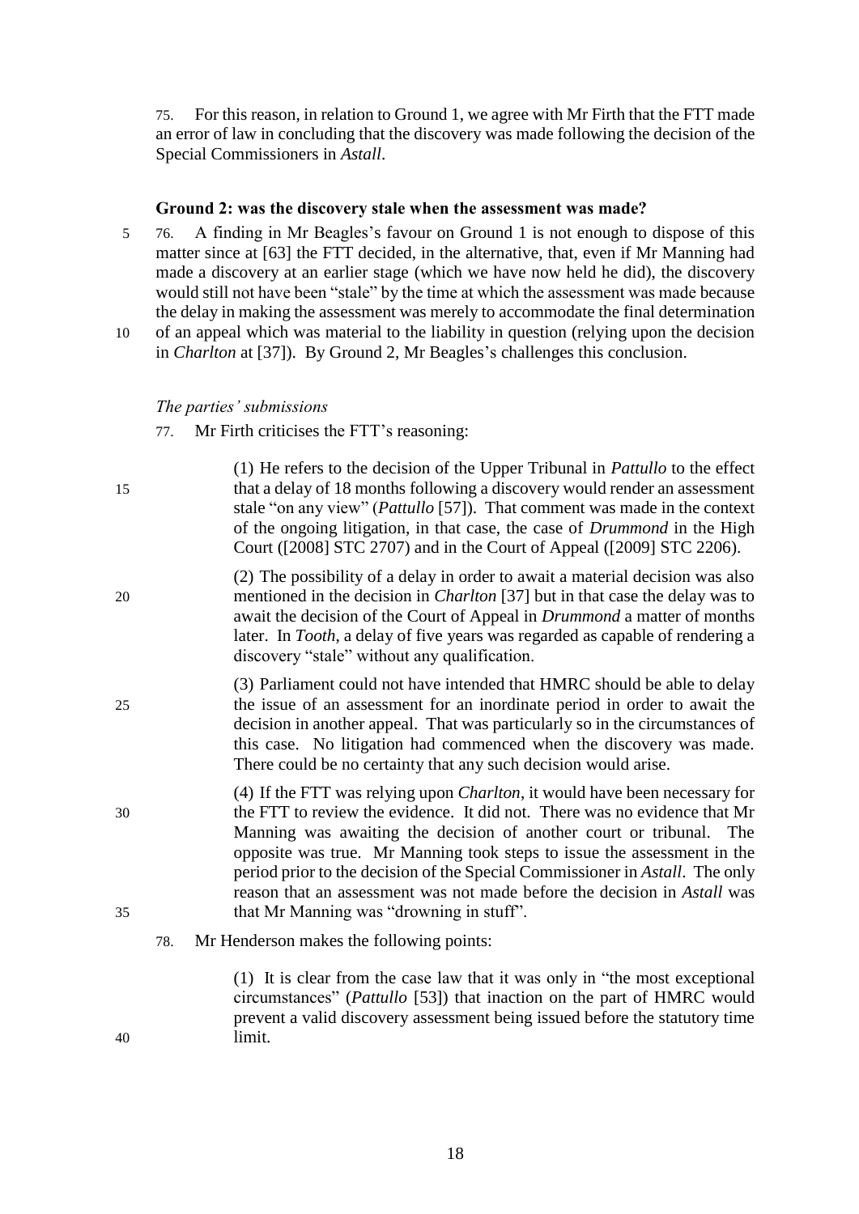75. For this reason, in relation to Ground 1, we agree with Mr Firth that the FTT made an error of law in concluding that the discovery was made following the decision of the Special Commissioners in *Astall*.

**Ground 2: was the discovery stale when the assessment was made?**

76. A finding in Mr Beagles's favour on Ground 1 is not enough to dispose of this matter since at [63] the FTT decided, in the alternative, that, even if Mr Manning had made a discovery at an earlier stage (which we have now held he did), the discovery would still not have been "stale" by the time at which the assessment was made because the delay in making the assessment was merely to accommodate the final determination of an appeal which was material to the liability in question (relying upon the decision in *Charlton* at [37]). By Ground 2, Mr Beagles's challenges this conclusion.

*The parties' submissions*

77. Mr Firth criticises the FTT's reasoning:

(1) He refers to the decision of the Upper Tribunal in *Pattullo* to the effect that a delay of 18 months following a discovery would render an assessment stale "on any view" (*Pattullo* [57]). That comment was made in the context of the ongoing litigation, in that case, the case of *Drummond* in the High Court ([2008] STC 2707) and in the Court of Appeal ([2009] STC 2206).

(2) The possibility of a delay in order to await a material decision was also mentioned in the decision in *Charlton* [37] but in that case the delay was to await the decision of the Court of Appeal in *Drummond* a matter of months later. In *Tooth*, a delay of five years was regarded as capable of rendering a discovery "stale" without any qualification.

(3) Parliament could not have intended that HMRC should be able to delay the issue of an assessment for an inordinate period in order to await the decision in another appeal. That was particularly so in the circumstances of this case. No litigation had commenced when the discovery was made. There could be no certainty that any such decision would arise.

(4) If the FTT was relying upon *Charlton*, it would have been necessary for the FTT to review the evidence. It did not. There was no evidence that Mr Manning was awaiting the decision of another court or tribunal. The opposite was true. Mr Manning took steps to issue the assessment in the period prior to the decision of the Special Commissioner in *Astall*. The only reason that an assessment was not made before the decision in *Astall* was that Mr Manning was "drowning in stuff".

78. Mr Henderson makes the following points:

(1) It is clear from the case law that it was only in "the most exceptional circumstances" (*Pattullo* [53]) that inaction on the part of HMRC would prevent a valid discovery assessment being issued before the statutory time limit.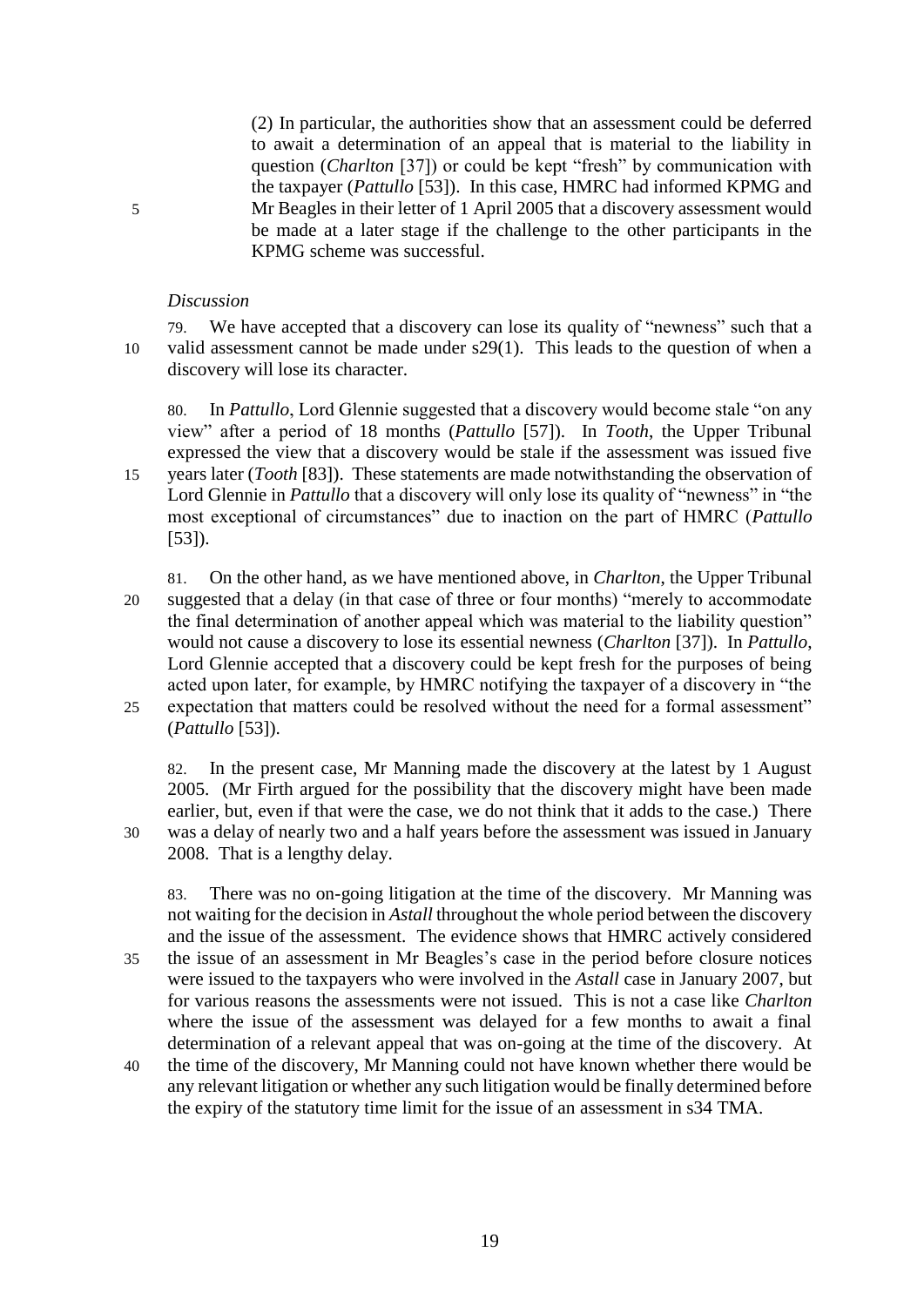(2) In particular, the authorities show that an assessment could be deferred to await a determination of an appeal that is material to the liability in question (*Charlton* [37]) or could be kept "fresh" by communication with the taxpayer (*Pattullo* [53]). In this case, HMRC had informed KPMG and Mr Beagles in their letter of 1 April 2005 that a discovery assessment would be made at a later stage if the challenge to the other participants in the KPMG scheme was successful.

*Discussion*

79. We have accepted that a discovery can lose its quality of "newness" such that a valid assessment cannot be made under s29(1). This leads to the question of when a discovery will lose its character.

80. In *Pattullo*, Lord Glennie suggested that a discovery would become stale "on any view" after a period of 18 months (*Pattullo* [57]). In *Tooth*, the Upper Tribunal expressed the view that a discovery would be stale if the assessment was issued five years later (*Tooth* [83]). These statements are made notwithstanding the observation of Lord Glennie in *Pattullo* that a discovery will only lose its quality of "newness" in "the most exceptional of circumstances" due to inaction on the part of HMRC (*Pattullo* [53]).

81. On the other hand, as we have mentioned above, in *Charlton*, the Upper Tribunal suggested that a delay (in that case of three or four months) "merely to accommodate the final determination of another appeal which was material to the liability question" would not cause a discovery to lose its essential newness (*Charlton* [37]). In *Pattullo*, Lord Glennie accepted that a discovery could be kept fresh for the purposes of being acted upon later, for example, by HMRC notifying the taxpayer of a discovery in "the expectation that matters could be resolved without the need for a formal assessment" (*Pattullo* [53]).

82. In the present case, Mr Manning made the discovery at the latest by 1 August 2005. (Mr Firth argued for the possibility that the discovery might have been made earlier, but, even if that were the case, we do not think that it adds to the case.) There was a delay of nearly two and a half years before the assessment was issued in January 2008. That is a lengthy delay.

83. There was no on-going litigation at the time of the discovery. Mr Manning was not waiting for the decision in *Astall* throughout the whole period between the discovery and the issue of the assessment. The evidence shows that HMRC actively considered the issue of an assessment in Mr Beagles's case in the period before closure notices were issued to the taxpayers who were involved in the *Astall* case in January 2007, but for various reasons the assessments were not issued. This is not a case like *Charlton* where the issue of the assessment was delayed for a few months to await a final determination of a relevant appeal that was on-going at the time of the discovery. At the time of the discovery, Mr Manning could not have known whether there would be any relevant litigation or whether any such litigation would be finally determined before the expiry of the statutory time limit for the issue of an assessment in s34 TMA.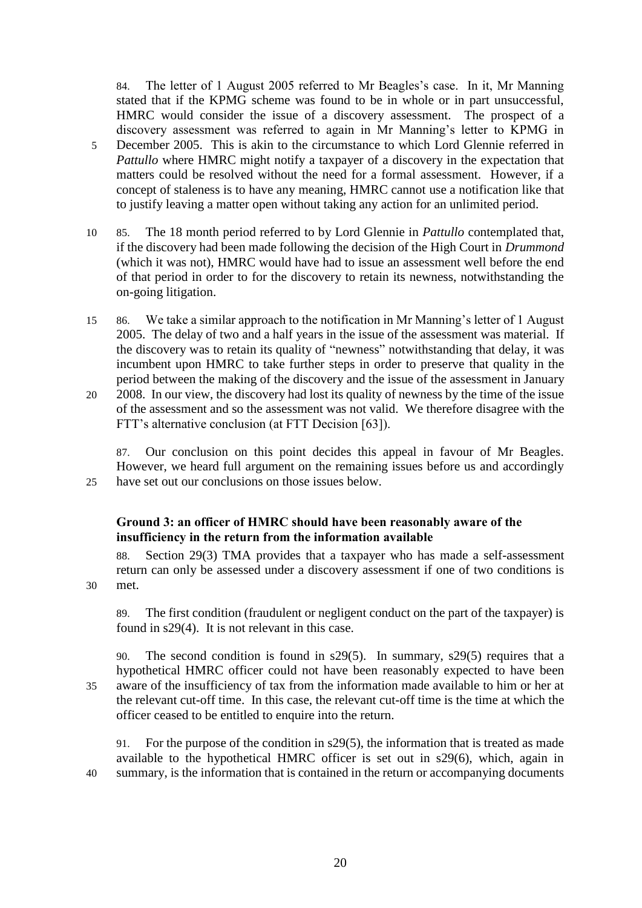84. The letter of 1 August 2005 referred to Mr Beagles's case. In it, Mr Manning stated that if the KPMG scheme was found to be in whole or in part unsuccessful, HMRC would consider the issue of a discovery assessment. The prospect of a discovery assessment was referred to again in Mr Manning's letter to KPMG in December 2005. This is akin to the circumstance to which Lord Glennie referred in *Pattullo* where HMRC might notify a taxpayer of a discovery in the expectation that matters could be resolved without the need for a formal assessment. However, if a concept of staleness is to have any meaning, HMRC cannot use a notification like that to justify leaving a matter open without taking any action for an unlimited period.

85. The 18 month period referred to by Lord Glennie in *Pattullo* contemplated that, if the discovery had been made following the decision of the High Court in *Drummond* (which it was not), HMRC would have had to issue an assessment well before the end of that period in order to for the discovery to retain its newness, notwithstanding the on-going litigation.

86. We take a similar approach to the notification in Mr Manning's letter of 1 August 2005. The delay of two and a half years in the issue of the assessment was material. If the discovery was to retain its quality of "newness" notwithstanding that delay, it was incumbent upon HMRC to take further steps in order to preserve that quality in the period between the making of the discovery and the issue of the assessment in January 2008. In our view, the discovery had lost its quality of newness by the time of the issue of the assessment and so the assessment was not valid. We therefore disagree with the FTT's alternative conclusion (at FTT Decision [63]).

87. Our conclusion on this point decides this appeal in favour of Mr Beagles. However, we heard full argument on the remaining issues before us and accordingly have set out our conclusions on those issues below.

**Ground 3: an officer of HMRC should have been reasonably aware of the insufficiency in the return from the information available**

88. Section 29(3) TMA provides that a taxpayer who has made a self-assessment return can only be assessed under a discovery assessment if one of two conditions is met.

89. The first condition (fraudulent or negligent conduct on the part of the taxpayer) is found in s29(4). It is not relevant in this case.

90. The second condition is found in s29(5). In summary, s29(5) requires that a hypothetical HMRC officer could not have been reasonably expected to have been aware of the insufficiency of tax from the information made available to him or her at the relevant cut-off time. In this case, the relevant cut-off time is the time at which the officer ceased to be entitled to enquire into the return.

91. For the purpose of the condition in s29(5), the information that is treated as made available to the hypothetical HMRC officer is set out in s29(6), which, again in summary, is the information that is contained in the return or accompanying documents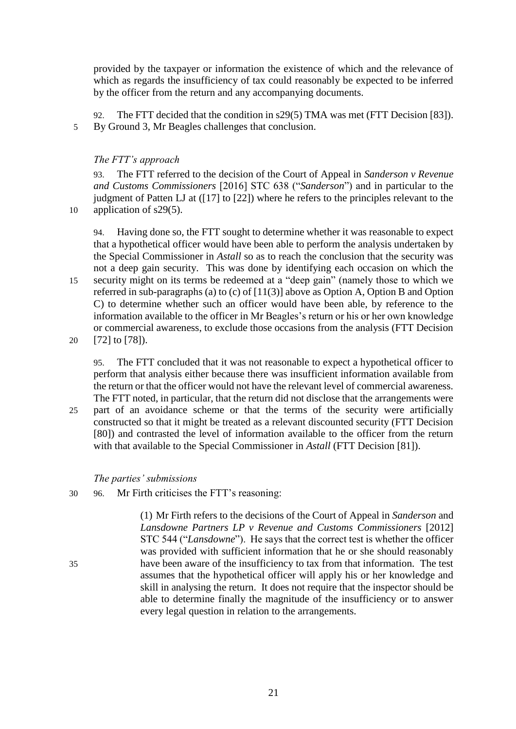provided by the taxpayer or information the existence of which and the relevance of which as regards the insufficiency of tax could reasonably be expected to be inferred by the officer from the return and any accompanying documents.

92. The FTT decided that the condition in s29(5) TMA was met (FTT Decision [83]). By Ground 3, Mr Beagles challenges that conclusion.

*The FTT's approach*

93. The FTT referred to the decision of the Court of Appeal in *Sanderson v Revenue and Customs Commissioners* [2016] STC 638 ("*Sanderson*") and in particular to the judgment of Patten LJ at ([17] to [22]) where he refers to the principles relevant to the application of s29(5).

94. Having done so, the FTT sought to determine whether it was reasonable to expect that a hypothetical officer would have been able to perform the analysis undertaken by the Special Commissioner in *Astall* so as to reach the conclusion that the security was not a deep gain security. This was done by identifying each occasion on which the security might on its terms be redeemed at a "deep gain" (namely those to which we referred in sub-paragraphs (a) to (c) of [11(3)] above as Option A, Option B and Option C) to determine whether such an officer would have been able, by reference to the information available to the officer in Mr Beagles's return or his or her own knowledge or commercial awareness, to exclude those occasions from the analysis (FTT Decision [72] to [78]).

95. The FTT concluded that it was not reasonable to expect a hypothetical officer to perform that analysis either because there was insufficient information available from the return or that the officer would not have the relevant level of commercial awareness. The FTT noted, in particular, that the return did not disclose that the arrangements were part of an avoidance scheme or that the terms of the security were artificially constructed so that it might be treated as a relevant discounted security (FTT Decision [80]) and contrasted the level of information available to the officer from the return with that available to the Special Commissioner in *Astall* (FTT Decision [81]).

*The parties' submissions*

96. Mr Firth criticises the FTT's reasoning:

> (1) Mr Firth refers to the decisions of the Court of Appeal in *Sanderson* and *Lansdowne Partners LP v Revenue and Customs Commissioners* [2012] STC 544 ("*Lansdowne*"). He says that the correct test is whether the officer was provided with sufficient information that he or she should reasonably have been aware of the insufficiency to tax from that information. The test assumes that the hypothetical officer will apply his or her knowledge and skill in analysing the return. It does not require that the inspector should be able to determine finally the magnitude of the insufficiency or to answer every legal question in relation to the arrangements.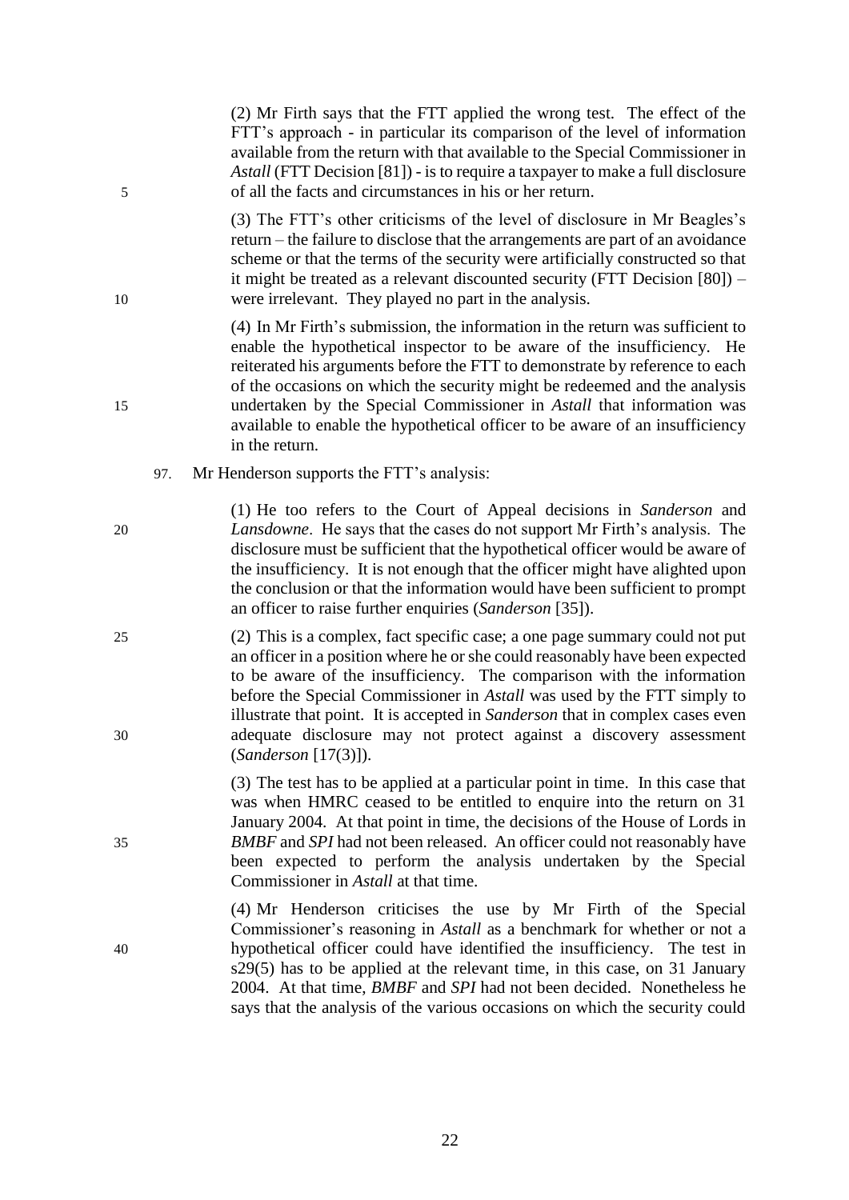(2) Mr Firth says that the FTT applied the wrong test. The effect of the FTT's approach - in particular its comparison of the level of information available from the return with that available to the Special Commissioner in *Astall* (FTT Decision [81]) - is to require a taxpayer to make a full disclosure of all the facts and circumstances in his or her return.

(3) The FTT's other criticisms of the level of disclosure in Mr Beagles's return – the failure to disclose that the arrangements are part of an avoidance scheme or that the terms of the security were artificially constructed so that it might be treated as a relevant discounted security (FTT Decision [80]) – were irrelevant. They played no part in the analysis.

(4) In Mr Firth's submission, the information in the return was sufficient to enable the hypothetical inspector to be aware of the insufficiency. He reiterated his arguments before the FTT to demonstrate by reference to each of the occasions on which the security might be redeemed and the analysis undertaken by the Special Commissioner in *Astall* that information was available to enable the hypothetical officer to be aware of an insufficiency in the return.

97. Mr Henderson supports the FTT's analysis:

(1) He too refers to the Court of Appeal decisions in *Sanderson* and *Lansdowne*. He says that the cases do not support Mr Firth's analysis. The disclosure must be sufficient that the hypothetical officer would be aware of the insufficiency. It is not enough that the officer might have alighted upon the conclusion or that the information would have been sufficient to prompt an officer to raise further enquiries (*Sanderson* [35]).

(2) This is a complex, fact specific case; a one page summary could not put an officer in a position where he or she could reasonably have been expected to be aware of the insufficiency. The comparison with the information before the Special Commissioner in *Astall* was used by the FTT simply to illustrate that point. It is accepted in *Sanderson* that in complex cases even adequate disclosure may not protect against a discovery assessment (*Sanderson* [17(3)]).

(3) The test has to be applied at a particular point in time. In this case that was when HMRC ceased to be entitled to enquire into the return on 31 January 2004. At that point in time, the decisions of the House of Lords in *BMBF* and *SPI* had not been released. An officer could not reasonably have been expected to perform the analysis undertaken by the Special Commissioner in *Astall* at that time.

(4) Mr Henderson criticises the use by Mr Firth of the Special Commissioner's reasoning in *Astall* as a benchmark for whether or not a hypothetical officer could have identified the insufficiency. The test in s29(5) has to be applied at the relevant time, in this case, on 31 January 2004. At that time, *BMBF* and *SPI* had not been decided. Nonetheless he says that the analysis of the various occasions on which the security could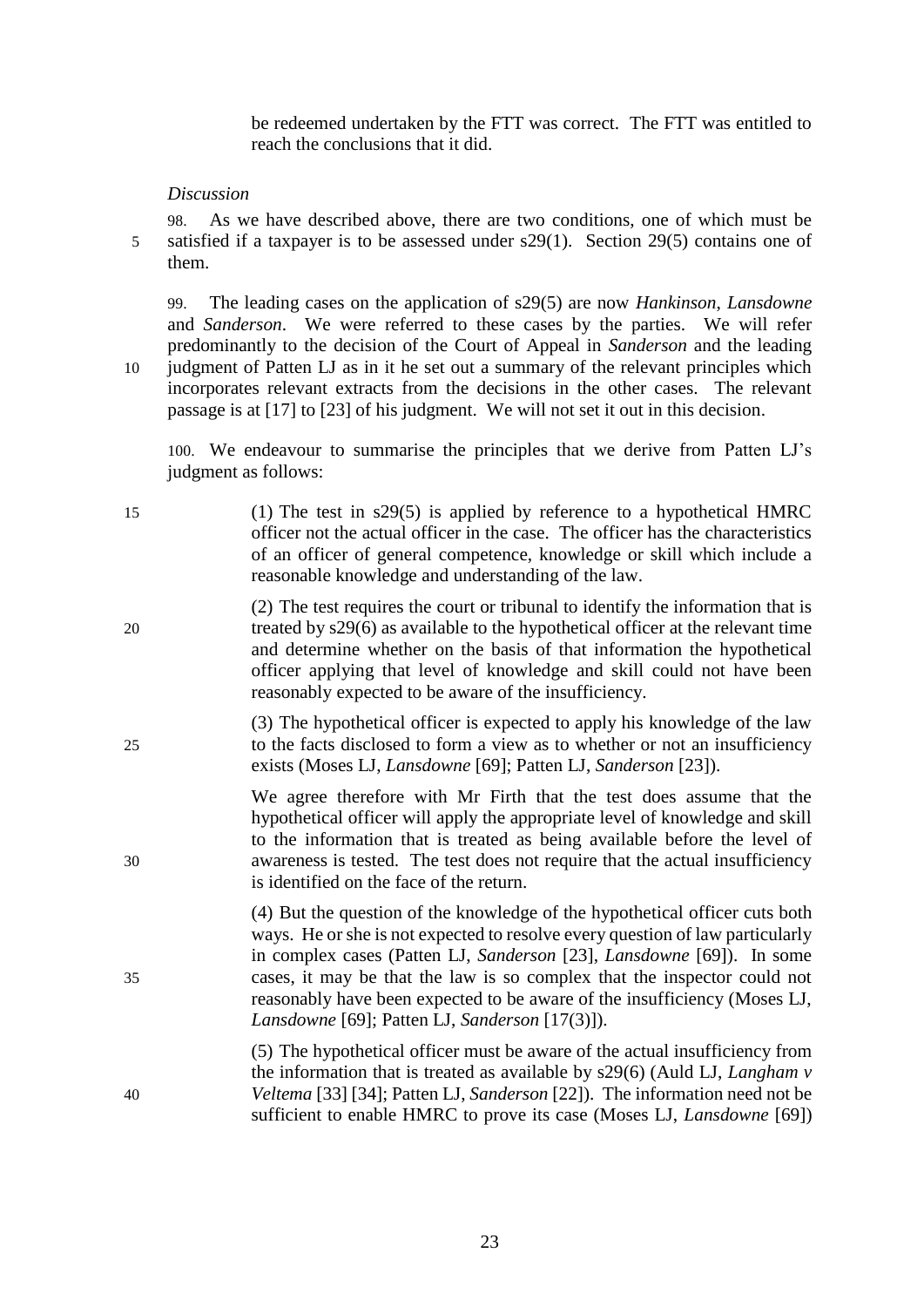be redeemed undertaken by the FTT was correct. The FTT was entitled to reach the conclusions that it did.

*Discussion*

98. As we have described above, there are two conditions, one of which must be satisfied if a taxpayer is to be assessed under s29(1). Section 29(5) contains one of them.

99. The leading cases on the application of s29(5) are now *Hankinson*, *Lansdowne* and *Sanderson*. We were referred to these cases by the parties. We will refer predominantly to the decision of the Court of Appeal in *Sanderson* and the leading judgment of Patten LJ as in it he set out a summary of the relevant principles which incorporates relevant extracts from the decisions in the other cases. The relevant passage is at [17] to [23] of his judgment. We will not set it out in this decision.

100. We endeavour to summarise the principles that we derive from Patten LJ's judgment as follows:

> (1) The test in s29(5) is applied by reference to a hypothetical HMRC officer not the actual officer in the case. The officer has the characteristics of an officer of general competence, knowledge or skill which include a reasonable knowledge and understanding of the law.
>
> (2) The test requires the court or tribunal to identify the information that is treated by s29(6) as available to the hypothetical officer at the relevant time and determine whether on the basis of that information the hypothetical officer applying that level of knowledge and skill could not have been reasonably expected to be aware of the insufficiency.
>
> (3) The hypothetical officer is expected to apply his knowledge of the law to the facts disclosed to form a view as to whether or not an insufficiency exists (Moses LJ, *Lansdowne* [69]; Patten LJ, *Sanderson* [23]).
>
> We agree therefore with Mr Firth that the test does assume that the hypothetical officer will apply the appropriate level of knowledge and skill to the information that is treated as being available before the level of awareness is tested. The test does not require that the actual insufficiency is identified on the face of the return.
>
> (4) But the question of the knowledge of the hypothetical officer cuts both ways. He or she is not expected to resolve every question of law particularly in complex cases (Patten LJ, *Sanderson* [23], *Lansdowne* [69]). In some cases, it may be that the law is so complex that the inspector could not reasonably have been expected to be aware of the insufficiency (Moses LJ, *Lansdowne* [69]; Patten LJ, *Sanderson* [17(3)]).
>
> (5) The hypothetical officer must be aware of the actual insufficiency from the information that is treated as available by s29(6) (Auld LJ, *Langham v Veltema* [33] [34]; Patten LJ, *Sanderson* [22]). The information need not be sufficient to enable HMRC to prove its case (Moses LJ, *Lansdowne* [69])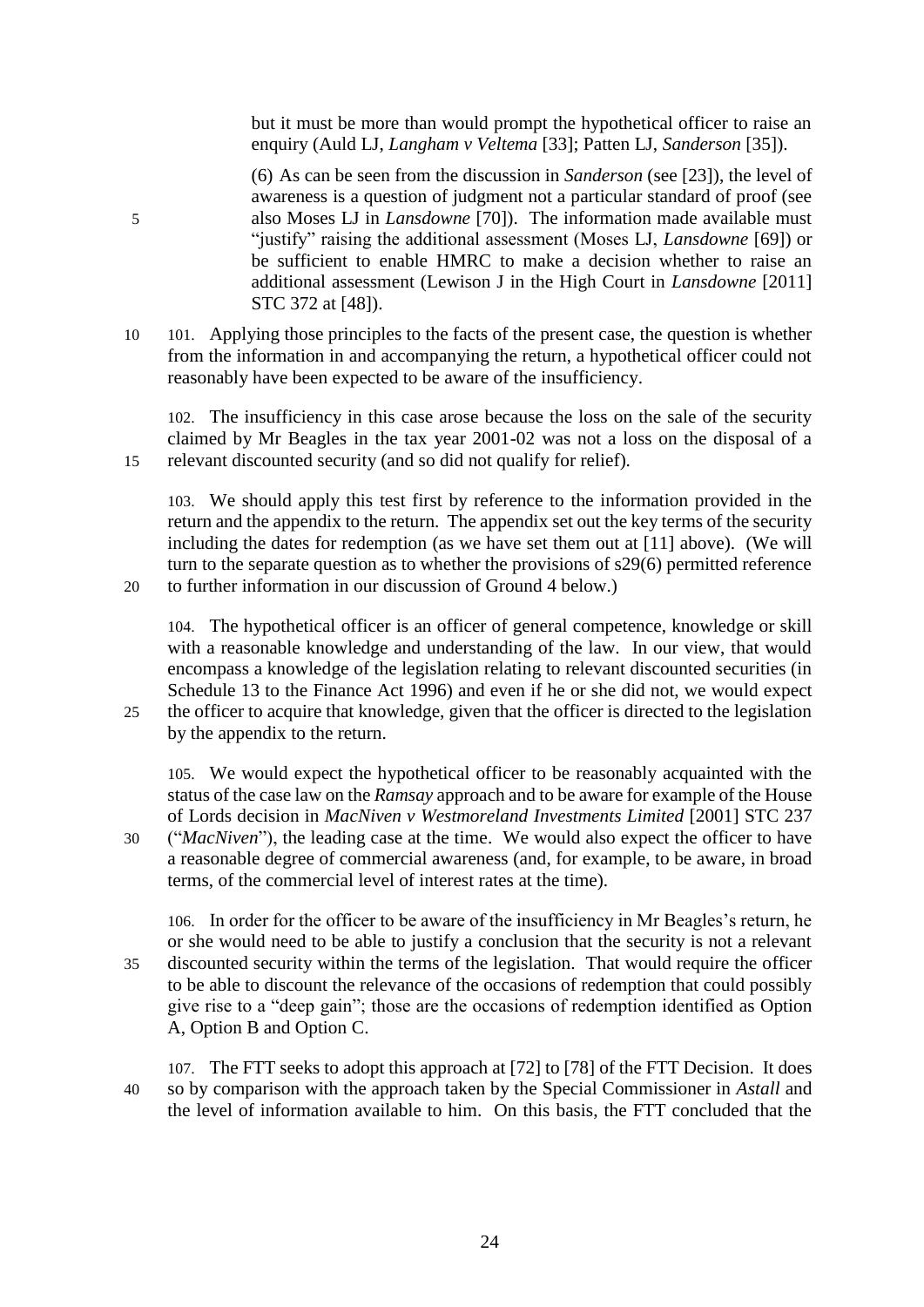but it must be more than would prompt the hypothetical officer to raise an enquiry (Auld LJ, *Langham v Veltema* [33]; Patten LJ, *Sanderson* [35]).

(6) As can be seen from the discussion in *Sanderson* (see [23]), the level of awareness is a question of judgment not a particular standard of proof (see also Moses LJ in *Lansdowne* [70]). The information made available must "justify" raising the additional assessment (Moses LJ, *Lansdowne* [69]) or be sufficient to enable HMRC to make a decision whether to raise an additional assessment (Lewison J in the High Court in *Lansdowne* [2011] STC 372 at [48]).

101. Applying those principles to the facts of the present case, the question is whether from the information in and accompanying the return, a hypothetical officer could not reasonably have been expected to be aware of the insufficiency.

102. The insufficiency in this case arose because the loss on the sale of the security claimed by Mr Beagles in the tax year 2001-02 was not a loss on the disposal of a relevant discounted security (and so did not qualify for relief).

103. We should apply this test first by reference to the information provided in the return and the appendix to the return. The appendix set out the key terms of the security including the dates for redemption (as we have set them out at [11] above). (We will turn to the separate question as to whether the provisions of s29(6) permitted reference to further information in our discussion of Ground 4 below.)

104. The hypothetical officer is an officer of general competence, knowledge or skill with a reasonable knowledge and understanding of the law. In our view, that would encompass a knowledge of the legislation relating to relevant discounted securities (in Schedule 13 to the Finance Act 1996) and even if he or she did not, we would expect the officer to acquire that knowledge, given that the officer is directed to the legislation by the appendix to the return.

105. We would expect the hypothetical officer to be reasonably acquainted with the status of the case law on the *Ramsay* approach and to be aware for example of the House of Lords decision in *MacNiven v Westmoreland Investments Limited* [2001] STC 237 ("*MacNiven*"), the leading case at the time. We would also expect the officer to have a reasonable degree of commercial awareness (and, for example, to be aware, in broad terms, of the commercial level of interest rates at the time).

106. In order for the officer to be aware of the insufficiency in Mr Beagles's return, he or she would need to be able to justify a conclusion that the security is not a relevant discounted security within the terms of the legislation. That would require the officer to be able to discount the relevance of the occasions of redemption that could possibly give rise to a "deep gain"; those are the occasions of redemption identified as Option A, Option B and Option C.

107. The FTT seeks to adopt this approach at [72] to [78] of the FTT Decision. It does so by comparison with the approach taken by the Special Commissioner in *Astall* and the level of information available to him. On this basis, the FTT concluded that the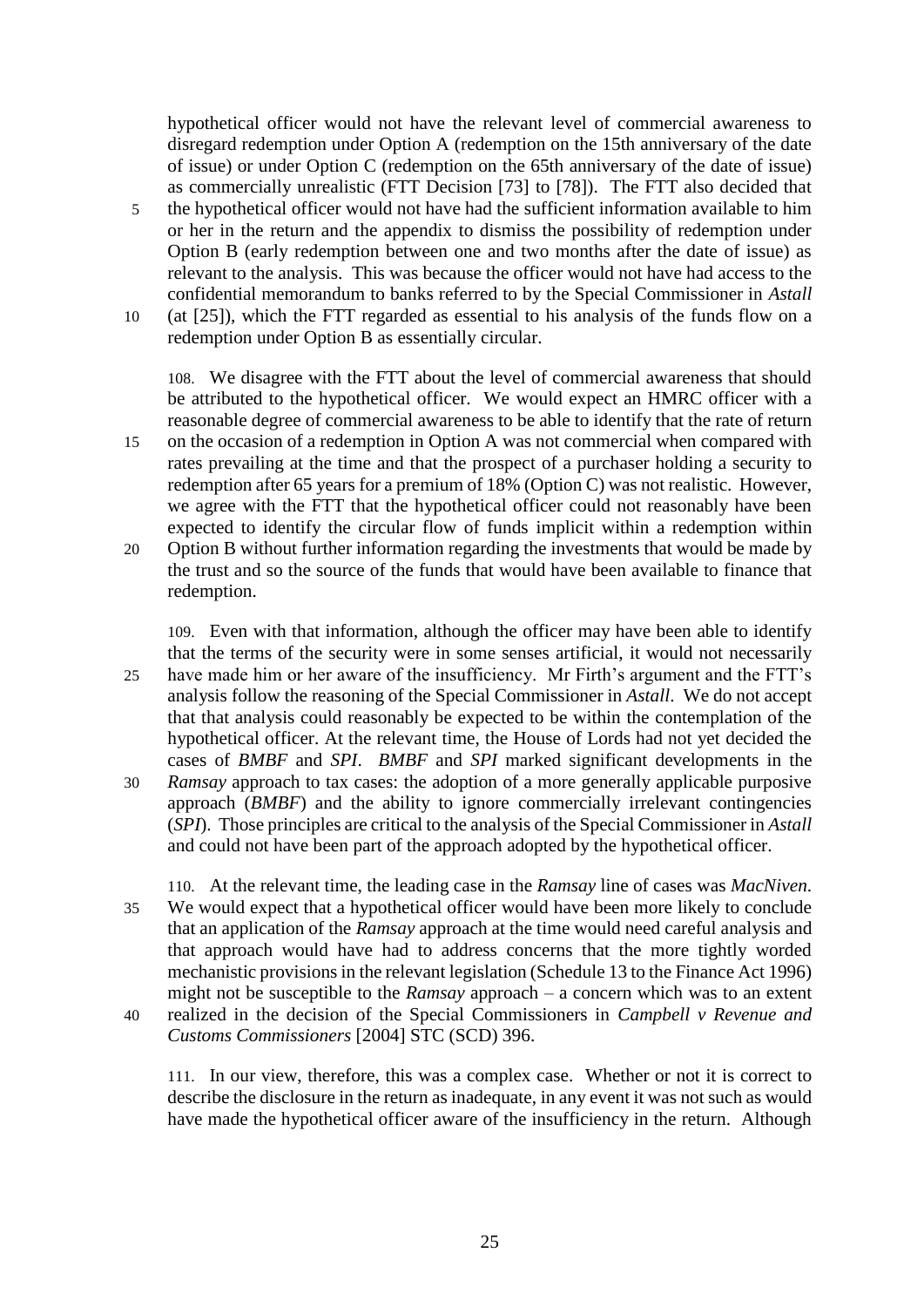hypothetical officer would not have the relevant level of commercial awareness to disregard redemption under Option A (redemption on the 15th anniversary of the date of issue) or under Option C (redemption on the 65th anniversary of the date of issue) as commercially unrealistic (FTT Decision [73] to [78]). The FTT also decided that the hypothetical officer would not have had the sufficient information available to him or her in the return and the appendix to dismiss the possibility of redemption under Option B (early redemption between one and two months after the date of issue) as relevant to the analysis. This was because the officer would not have had access to the confidential memorandum to banks referred to by the Special Commissioner in *Astall* (at [25]), which the FTT regarded as essential to his analysis of the funds flow on a redemption under Option B as essentially circular.

108. We disagree with the FTT about the level of commercial awareness that should be attributed to the hypothetical officer. We would expect an HMRC officer with a reasonable degree of commercial awareness to be able to identify that the rate of return on the occasion of a redemption in Option A was not commercial when compared with rates prevailing at the time and that the prospect of a purchaser holding a security to redemption after 65 years for a premium of 18% (Option C) was not realistic. However, we agree with the FTT that the hypothetical officer could not reasonably have been expected to identify the circular flow of funds implicit within a redemption within Option B without further information regarding the investments that would be made by the trust and so the source of the funds that would have been available to finance that redemption.

109. Even with that information, although the officer may have been able to identify that the terms of the security were in some senses artificial, it would not necessarily have made him or her aware of the insufficiency. Mr Firth's argument and the FTT's analysis follow the reasoning of the Special Commissioner in *Astall*. We do not accept that that analysis could reasonably be expected to be within the contemplation of the hypothetical officer. At the relevant time, the House of Lords had not yet decided the cases of *BMBF* and *SPI*. *BMBF* and *SPI* marked significant developments in the *Ramsay* approach to tax cases: the adoption of a more generally applicable purposive approach (*BMBF*) and the ability to ignore commercially irrelevant contingencies (*SPI*). Those principles are critical to the analysis of the Special Commissioner in *Astall* and could not have been part of the approach adopted by the hypothetical officer.

110. At the relevant time, the leading case in the *Ramsay* line of cases was *MacNiven*. We would expect that a hypothetical officer would have been more likely to conclude that an application of the *Ramsay* approach at the time would need careful analysis and that approach would have had to address concerns that the more tightly worded mechanistic provisions in the relevant legislation (Schedule 13 to the Finance Act 1996) might not be susceptible to the *Ramsay* approach – a concern which was to an extent realized in the decision of the Special Commissioners in *Campbell v Revenue and Customs Commissioners* [2004] STC (SCD) 396.

111. In our view, therefore, this was a complex case. Whether or not it is correct to describe the disclosure in the return as inadequate, in any event it was not such as would have made the hypothetical officer aware of the insufficiency in the return. Although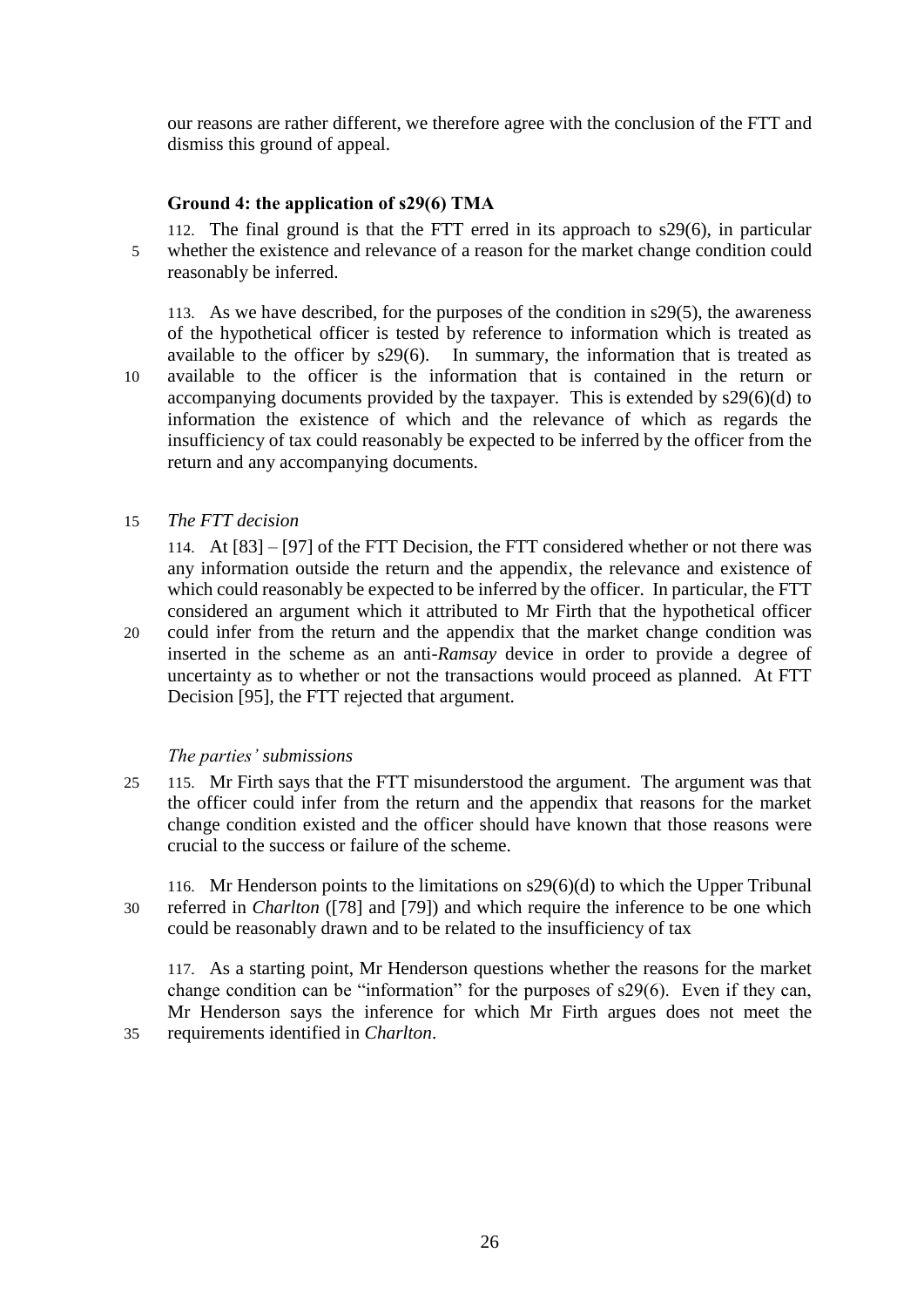our reasons are rather different, we therefore agree with the conclusion of the FTT and dismiss this ground of appeal.

### Ground 4: the application of s29(6) TMA

112. The final ground is that the FTT erred in its approach to s29(6), in particular whether the existence and relevance of a reason for the market change condition could reasonably be inferred.

113. As we have described, for the purposes of the condition in s29(5), the awareness of the hypothetical officer is tested by reference to information which is treated as available to the officer by s29(6). In summary, the information that is treated as available to the officer is the information that is contained in the return or accompanying documents provided by the taxpayer. This is extended by s29(6)(d) to information the existence of which and the relevance of which as regards the insufficiency of tax could reasonably be expected to be inferred by the officer from the return and any accompanying documents.

*The FTT decision*

114. At [83] – [97] of the FTT Decision, the FTT considered whether or not there was any information outside the return and the appendix, the relevance and existence of which could reasonably be expected to be inferred by the officer. In particular, the FTT considered an argument which it attributed to Mr Firth that the hypothetical officer could infer from the return and the appendix that the market change condition was inserted in the scheme as an anti-*Ramsay* device in order to provide a degree of uncertainty as to whether or not the transactions would proceed as planned. At FTT Decision [95], the FTT rejected that argument.

*The parties' submissions*

115. Mr Firth says that the FTT misunderstood the argument. The argument was that the officer could infer from the return and the appendix that reasons for the market change condition existed and the officer should have known that those reasons were crucial to the success or failure of the scheme.

116. Mr Henderson points to the limitations on s29(6)(d) to which the Upper Tribunal referred in *Charlton* ([78] and [79]) and which require the inference to be one which could be reasonably drawn and to be related to the insufficiency of tax

117. As a starting point, Mr Henderson questions whether the reasons for the market change condition can be "information" for the purposes of s29(6). Even if they can, Mr Henderson says the inference for which Mr Firth argues does not meet the requirements identified in *Charlton*.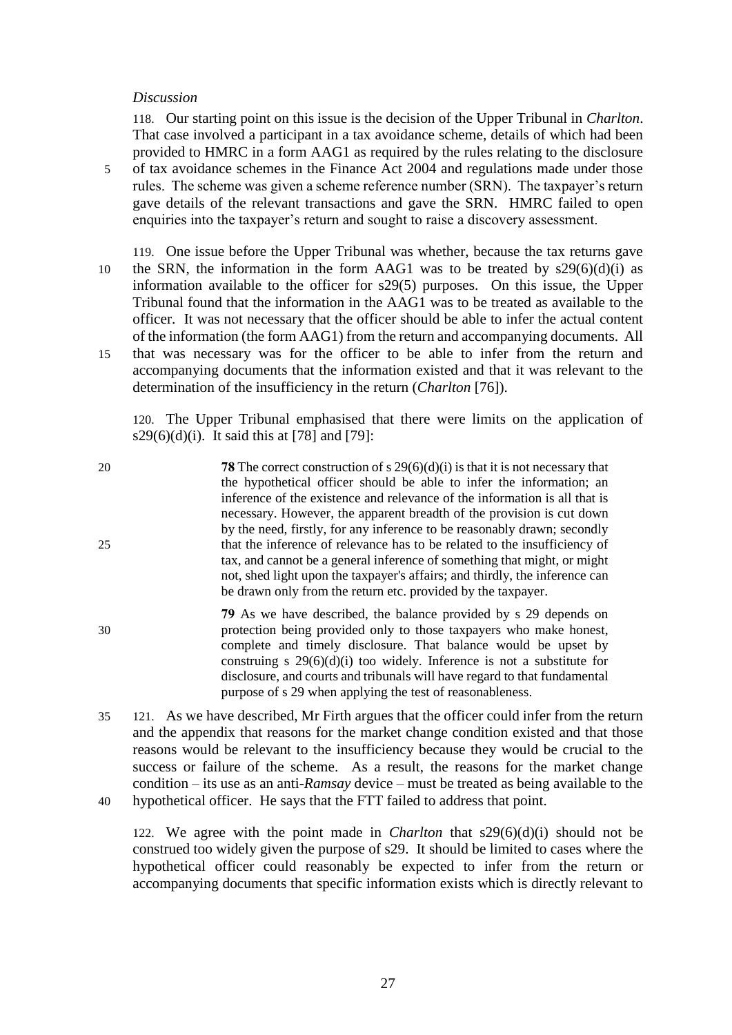*Discussion*

118. Our starting point on this issue is the decision of the Upper Tribunal in *Charlton*. That case involved a participant in a tax avoidance scheme, details of which had been provided to HMRC in a form AAG1 as required by the rules relating to the disclosure of tax avoidance schemes in the Finance Act 2004 and regulations made under those rules. The scheme was given a scheme reference number (SRN). The taxpayer's return gave details of the relevant transactions and gave the SRN. HMRC failed to open enquiries into the taxpayer's return and sought to raise a discovery assessment.

119. One issue before the Upper Tribunal was whether, because the tax returns gave the SRN, the information in the form AAG1 was to be treated by s29(6)(d)(i) as information available to the officer for s29(5) purposes. On this issue, the Upper Tribunal found that the information in the AAG1 was to be treated as available to the officer. It was not necessary that the officer should be able to infer the actual content of the information (the form AAG1) from the return and accompanying documents. All that was necessary was for the officer to be able to infer from the return and accompanying documents that the information existed and that it was relevant to the determination of the insufficiency in the return (*Charlton* [76]).

120. The Upper Tribunal emphasised that there were limits on the application of s29(6)(d)(i). It said this at [78] and [79]:

> **78** The correct construction of s 29(6)(d)(i) is that it is not necessary that the hypothetical officer should be able to infer the information; an inference of the existence and relevance of the information is all that is necessary. However, the apparent breadth of the provision is cut down by the need, firstly, for any inference to be reasonably drawn; secondly that the inference of relevance has to be related to the insufficiency of tax, and cannot be a general inference of something that might, or might not, shed light upon the taxpayer's affairs; and thirdly, the inference can be drawn only from the return etc. provided by the taxpayer.
>
> **79** As we have described, the balance provided by s 29 depends on protection being provided only to those taxpayers who make honest, complete and timely disclosure. That balance would be upset by construing s 29(6)(d)(i) too widely. Inference is not a substitute for disclosure, and courts and tribunals will have regard to that fundamental purpose of s 29 when applying the test of reasonableness.

121. As we have described, Mr Firth argues that the officer could infer from the return and the appendix that reasons for the market change condition existed and that those reasons would be relevant to the insufficiency because they would be crucial to the success or failure of the scheme. As a result, the reasons for the market change condition – its use as an anti-*Ramsay* device – must be treated as being available to the hypothetical officer. He says that the FTT failed to address that point.

122. We agree with the point made in *Charlton* that s29(6)(d)(i) should not be construed too widely given the purpose of s29. It should be limited to cases where the hypothetical officer could reasonably be expected to infer from the return or accompanying documents that specific information exists which is directly relevant to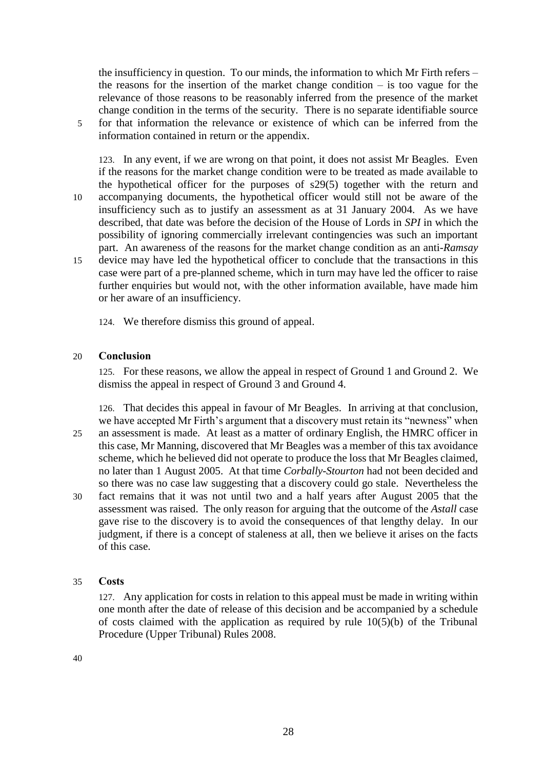the insufficiency in question. To our minds, the information to which Mr Firth refers – the reasons for the insertion of the market change condition – is too vague for the relevance of those reasons to be reasonably inferred from the presence of the market change condition in the terms of the security. There is no separate identifiable source for that information the relevance or existence of which can be inferred from the information contained in return or the appendix.

123. In any event, if we are wrong on that point, it does not assist Mr Beagles. Even if the reasons for the market change condition were to be treated as made available to the hypothetical officer for the purposes of s29(5) together with the return and accompanying documents, the hypothetical officer would still not be aware of the insufficiency such as to justify an assessment as at 31 January 2004. As we have described, that date was before the decision of the House of Lords in *SPI* in which the possibility of ignoring commercially irrelevant contingencies was such an important part. An awareness of the reasons for the market change condition as an anti-*Ramsay* device may have led the hypothetical officer to conclude that the transactions in this case were part of a pre-planned scheme, which in turn may have led the officer to raise further enquiries but would not, with the other information available, have made him or her aware of an insufficiency.

124. We therefore dismiss this ground of appeal.

## Conclusion

125. For these reasons, we allow the appeal in respect of Ground 1 and Ground 2. We dismiss the appeal in respect of Ground 3 and Ground 4.

126. That decides this appeal in favour of Mr Beagles. In arriving at that conclusion, we have accepted Mr Firth's argument that a discovery must retain its "newness" when an assessment is made. At least as a matter of ordinary English, the HMRC officer in this case, Mr Manning, discovered that Mr Beagles was a member of this tax avoidance scheme, which he believed did not operate to produce the loss that Mr Beagles claimed, no later than 1 August 2005. At that time *Corbally-Stourton* had not been decided and so there was no case law suggesting that a discovery could go stale. Nevertheless the fact remains that it was not until two and a half years after August 2005 that the assessment was raised. The only reason for arguing that the outcome of the *Astall* case gave rise to the discovery is to avoid the consequences of that lengthy delay. In our judgment, if there is a concept of staleness at all, then we believe it arises on the facts of this case.

## Costs

127. Any application for costs in relation to this appeal must be made in writing within one month after the date of release of this decision and be accompanied by a schedule of costs claimed with the application as required by rule 10(5)(b) of the Tribunal Procedure (Upper Tribunal) Rules 2008.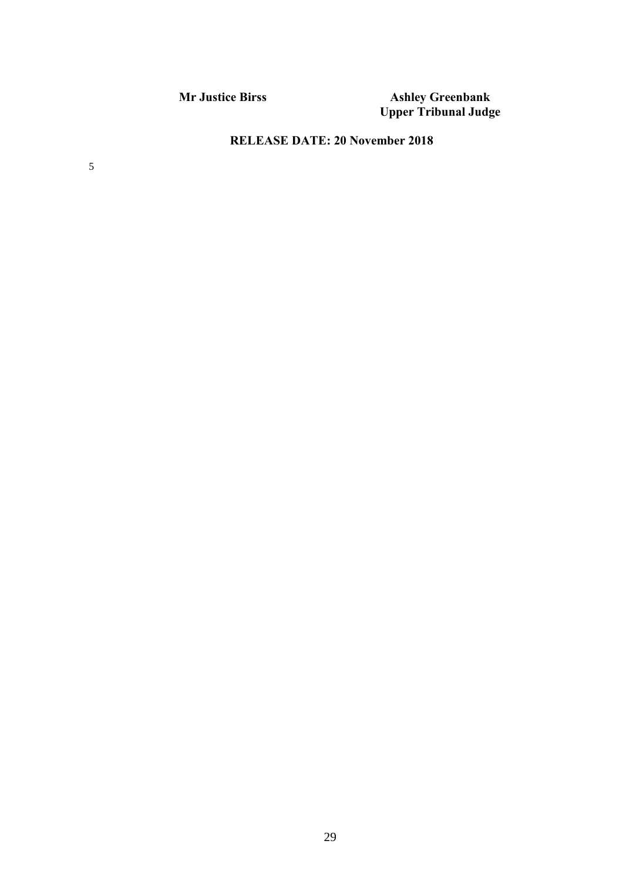| **Mr Justice Birss** | **Ashley Greenbank** |
| --- | --- |
| | **Upper Tribunal Judge** |

**RELEASE DATE: 20 November 2018**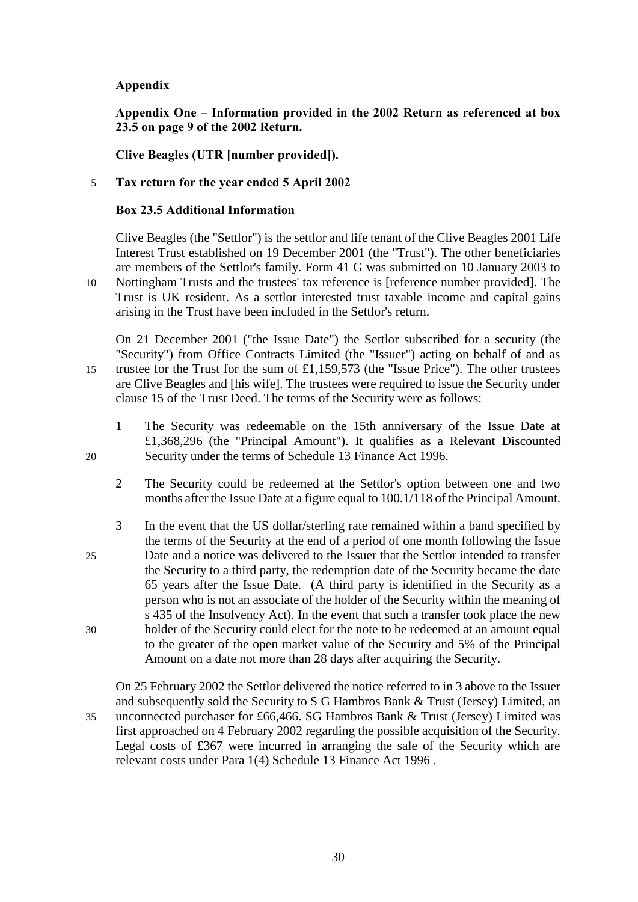**Appendix**

**Appendix One – Information provided in the 2002 Return as referenced at box 23.5 on page 9 of the 2002 Return.**

**Clive Beagles (UTR [number provided]).**

**Tax return for the year ended 5 April 2002**

**Box 23.5 Additional Information**

Clive Beagles (the "Settlor") is the settlor and life tenant of the Clive Beagles 2001 Life Interest Trust established on 19 December 2001 (the "Trust"). The other beneficiaries are members of the Settlor's family. Form 41 G was submitted on 10 January 2003 to Nottingham Trusts and the trustees' tax reference is [reference number provided]. The Trust is UK resident. As a settlor interested trust taxable income and capital gains arising in the Trust have been included in the Settlor's return.

On 21 December 2001 ("the Issue Date") the Settlor subscribed for a security (the "Security") from Office Contracts Limited (the "Issuer") acting on behalf of and as trustee for the Trust for the sum of £1,159,573 (the "Issue Price"). The other trustees are Clive Beagles and [his wife]. The trustees were required to issue the Security under clause 15 of the Trust Deed. The terms of the Security were as follows:

1. The Security was redeemable on the 15th anniversary of the Issue Date at £1,368,296 (the "Principal Amount"). It qualifies as a Relevant Discounted Security under the terms of Schedule 13 Finance Act 1996.

2. The Security could be redeemed at the Settlor's option between one and two months after the Issue Date at a figure equal to 100.1/118 of the Principal Amount.

3. In the event that the US dollar/sterling rate remained within a band specified by the terms of the Security at the end of a period of one month following the Issue Date and a notice was delivered to the Issuer that the Settlor intended to transfer the Security to a third party, the redemption date of the Security became the date 65 years after the Issue Date. (A third party is identified in the Security as a person who is not an associate of the holder of the Security within the meaning of s 435 of the Insolvency Act). In the event that such a transfer took place the new holder of the Security could elect for the note to be redeemed at an amount equal to the greater of the open market value of the Security and 5% of the Principal Amount on a date not more than 28 days after acquiring the Security.

On 25 February 2002 the Settlor delivered the notice referred to in 3 above to the Issuer and subsequently sold the Security to S G Hambros Bank & Trust (Jersey) Limited, an unconnected purchaser for £66,466. SG Hambros Bank & Trust (Jersey) Limited was first approached on 4 February 2002 regarding the possible acquisition of the Security. Legal costs of £367 were incurred in arranging the sale of the Security which are relevant costs under Para 1(4) Schedule 13 Finance Act 1996 .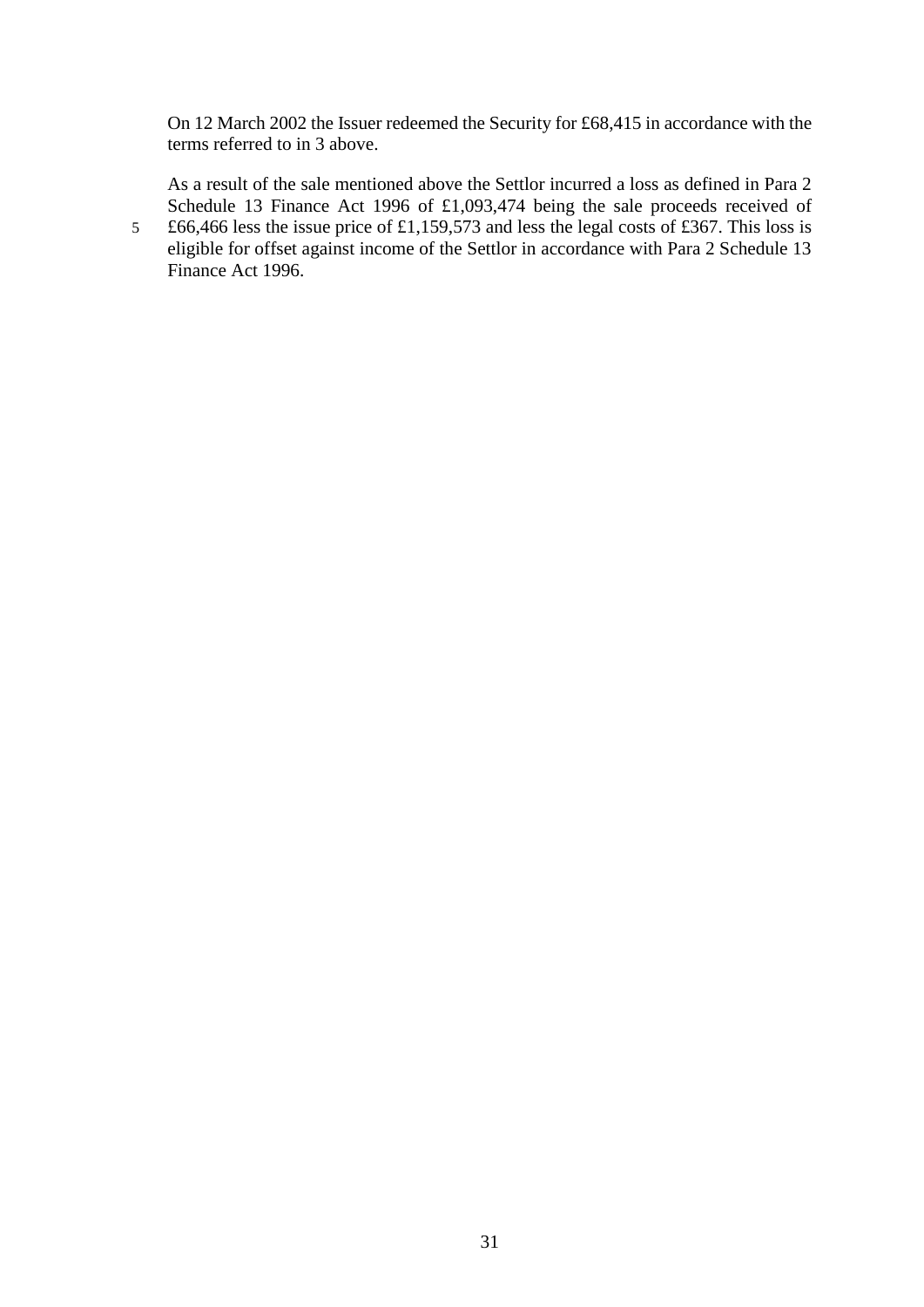On 12 March 2002 the Issuer redeemed the Security for £68,415 in accordance with the terms referred to in 3 above.

As a result of the sale mentioned above the Settlor incurred a loss as defined in Para 2 Schedule 13 Finance Act 1996 of £1,093,474 being the sale proceeds received of £66,466 less the issue price of £1,159,573 and less the legal costs of £367. This loss is eligible for offset against income of the Settlor in accordance with Para 2 Schedule 13 Finance Act 1996.